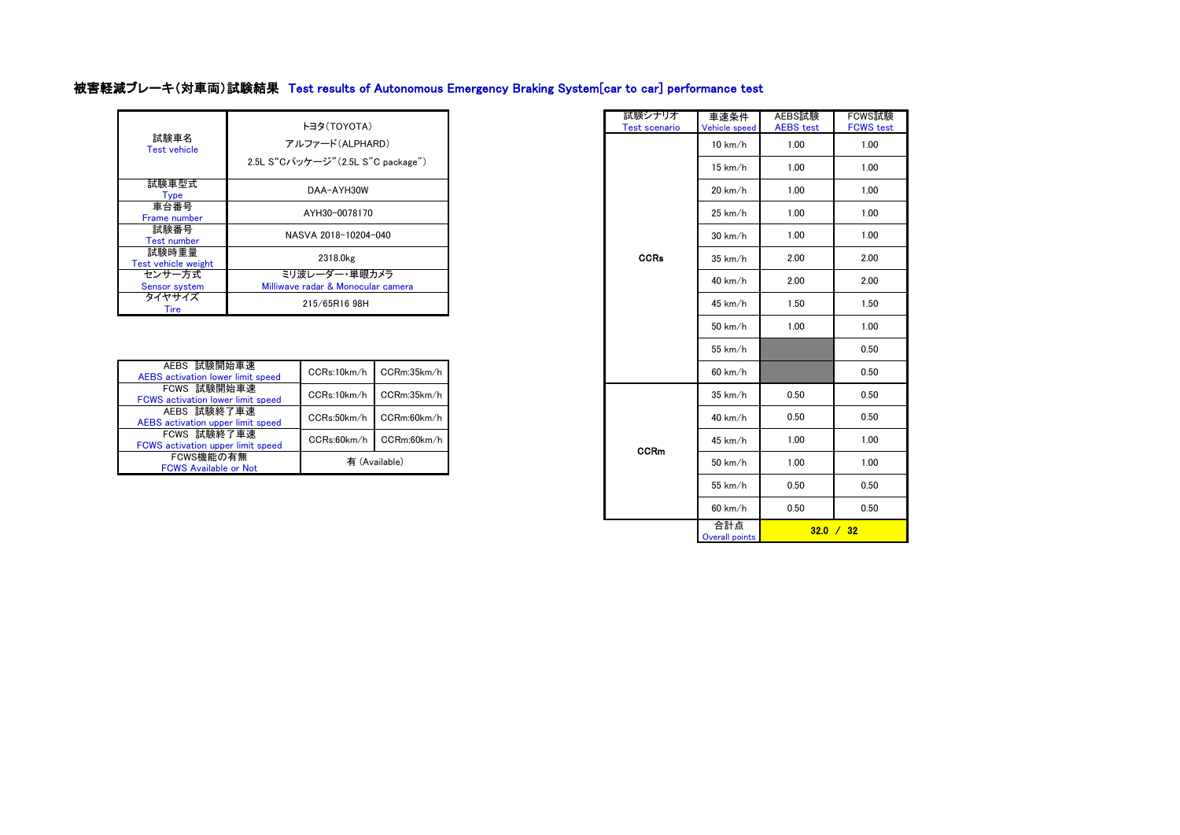## 被害軽減ブレーキ(対車両)試験結果 Test results of Autonomous Emergency Braking System[car to car] performance test

| | |
|---|---|
| 試験車名<br>Test vehicle | トヨタ(TOYOTA)<br>アルファード(ALPHARD)<br>2.5L S"Cパッケージ"(2.5L S"C package") |
| 試験車型式<br>Type | DAA-AYH30W |
| 車台番号<br>Frame number | AYH30-0078170 |
| 試験番号<br>Test number | NASVA 2018-10204-040 |
| 試験時重量<br>Test vehicle weight | 2318.0kg |
| センサー方式<br>Sensor system | ミリ波レーダー・単眼カメラ<br>Milliwave radar & Monocular camera |
| タイヤサイズ<br>Tire | 215/65R16 98H |

| | | |
|---|---|---|
| AEBS 試験開始車速<br>AEBS activation lower limit speed | CCRs:10km/h | CCRm:35km/h |
| FCWS 試験開始車速<br>FCWS activation lower limit speed | CCRs:10km/h | CCRm:35km/h |
| AEBS 試験終了車速<br>AEBS activation upper limit speed | CCRs:50km/h | CCRm:60km/h |
| FCWS 試験終了車速<br>FCWS activation upper limit speed | CCRs:60km/h | CCRm:60km/h |
| FCWS機能の有無<br>FCWS Available or Not | 有 (Available) | |

| 試験シナリオ<br>Test scenario | 車速条件<br>Vehicle speed | AEBS試験<br>AEBS test | FCWS試験<br>FCWS test |
|---|---|---|---|
| CCRs | 10 km/h | 1.00 | 1.00 |
| | 15 km/h | 1.00 | 1.00 |
| | 20 km/h | 1.00 | 1.00 |
| | 25 km/h | 1.00 | 1.00 |
| | 30 km/h | 1.00 | 1.00 |
| | 35 km/h | 2.00 | 2.00 |
| | 40 km/h | 2.00 | 2.00 |
| | 45 km/h | 1.50 | 1.50 |
| | 50 km/h | 1.00 | 1.00 |
| | 55 km/h | | 0.50 |
| | 60 km/h | | 0.50 |
| CCRm | 35 km/h | 0.50 | 0.50 |
| | 40 km/h | 0.50 | 0.50 |
| | 45 km/h | 1.00 | 1.00 |
| | 50 km/h | 1.00 | 1.00 |
| | 55 km/h | 0.50 | 0.50 |
| | 60 km/h | 0.50 | 0.50 |
| | 合計点<br>Overall points | 32.0 / 32 | |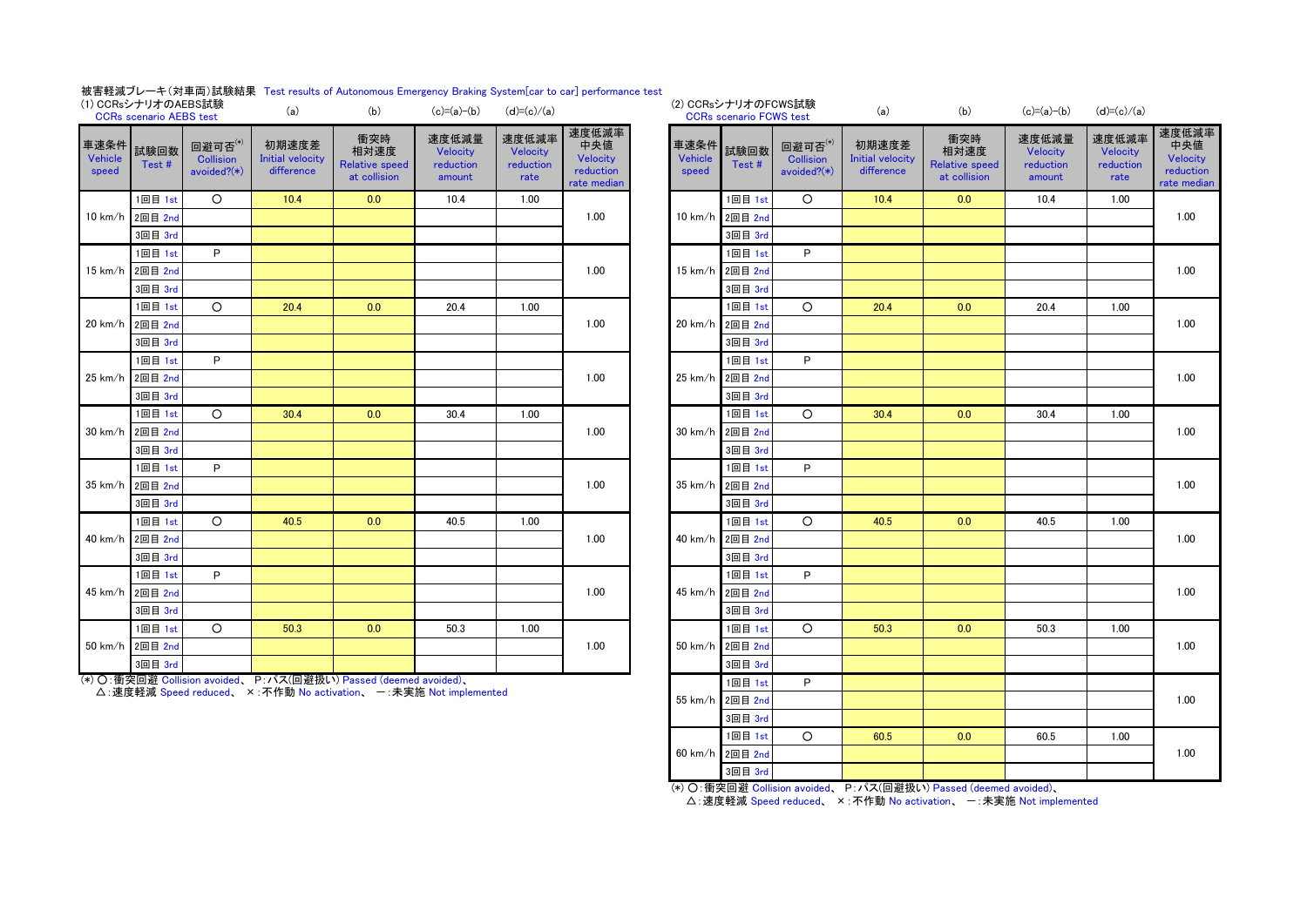被害軽減ブレーキ(対車両)試験結果 Test results of Autonomous Emergency Braking System[car to car] performance test

(1) CCRsシナリオのAEBS試験
CCRs scenario AEBS test

| 車速条件 Vehicle speed | 試験回数 Test # | 回避可否(*) Collision avoided?(*) | (a) 初期速度差 Initial velocity difference | (b) 衝突時相対速度 Relative speed at collision | (c)=(a)-(b) 速度低減量 Velocity reduction amount | (d)=(c)/(a) 速度低減率 Velocity reduction rate | 速度低減率中央値 Velocity reduction rate median |
|---|---|---|---|---|---|---|---|
| 10 km/h | 1回目 1st | ○ | 10.4 | 0.0 | 10.4 | 1.00 | 1.00 |
| | 2回目 2nd | | | | | | |
| | 3回目 3rd | | | | | | |
| 15 km/h | 1回目 1st | P | | | | | 1.00 |
| | 2回目 2nd | | | | | | |
| | 3回目 3rd | | | | | | |
| 20 km/h | 1回目 1st | ○ | 20.4 | 0.0 | 20.4 | 1.00 | 1.00 |
| | 2回目 2nd | | | | | | |
| | 3回目 3rd | | | | | | |
| 25 km/h | 1回目 1st | P | | | | | 1.00 |
| | 2回目 2nd | | | | | | |
| | 3回目 3rd | | | | | | |
| 30 km/h | 1回目 1st | ○ | 30.4 | 0.0 | 30.4 | 1.00 | 1.00 |
| | 2回目 2nd | | | | | | |
| | 3回目 3rd | | | | | | |
| 35 km/h | 1回目 1st | P | | | | | 1.00 |
| | 2回目 2nd | | | | | | |
| | 3回目 3rd | | | | | | |
| 40 km/h | 1回目 1st | ○ | 40.5 | 0.0 | 40.5 | 1.00 | 1.00 |
| | 2回目 2nd | | | | | | |
| | 3回目 3rd | | | | | | |
| 45 km/h | 1回目 1st | P | | | | | 1.00 |
| | 2回目 2nd | | | | | | |
| | 3回目 3rd | | | | | | |
| 50 km/h | 1回目 1st | ○ | 50.3 | 0.0 | 50.3 | 1.00 | 1.00 |
| | 2回目 2nd | | | | | | |
| | 3回目 3rd | | | | | | |

(*) ○:衝突回避 Collision avoided、 P:パス(回避扱い) Passed (deemed avoided)、
△:速度軽減 Speed reduced、 ×:不作動 No activation、 ー:未実施 Not implemented

(2) CCRsシナリオのFCWS試験
CCRs scenario FCWS test

| 車速条件 Vehicle speed | 試験回数 Test # | 回避可否(*) Collision avoided?(*) | (a) 初期速度差 Initial velocity difference | (b) 衝突時相対速度 Relative speed at collision | (c)=(a)-(b) 速度低減量 Velocity reduction amount | (d)=(c)/(a) 速度低減率 Velocity reduction rate | 速度低減率中央値 Velocity reduction rate median |
|---|---|---|---|---|---|---|---|
| 10 km/h | 1回目 1st | ○ | 10.4 | 0.0 | 10.4 | 1.00 | 1.00 |
| | 2回目 2nd | | | | | | |
| | 3回目 3rd | | | | | | |
| 15 km/h | 1回目 1st | P | | | | | 1.00 |
| | 2回目 2nd | | | | | | |
| | 3回目 3rd | | | | | | |
| 20 km/h | 1回目 1st | ○ | 20.4 | 0.0 | 20.4 | 1.00 | 1.00 |
| | 2回目 2nd | | | | | | |
| | 3回目 3rd | | | | | | |
| 25 km/h | 1回目 1st | P | | | | | 1.00 |
| | 2回目 2nd | | | | | | |
| | 3回目 3rd | | | | | | |
| 30 km/h | 1回目 1st | ○ | 30.4 | 0.0 | 30.4 | 1.00 | 1.00 |
| | 2回目 2nd | | | | | | |
| | 3回目 3rd | | | | | | |
| 35 km/h | 1回目 1st | P | | | | | 1.00 |
| | 2回目 2nd | | | | | | |
| | 3回目 3rd | | | | | | |
| 40 km/h | 1回目 1st | ○ | 40.5 | 0.0 | 40.5 | 1.00 | 1.00 |
| | 2回目 2nd | | | | | | |
| | 3回目 3rd | | | | | | |
| 45 km/h | 1回目 1st | P | | | | | 1.00 |
| | 2回目 2nd | | | | | | |
| | 3回目 3rd | | | | | | |
| 50 km/h | 1回目 1st | ○ | 50.3 | 0.0 | 50.3 | 1.00 | 1.00 |
| | 2回目 2nd | | | | | | |
| | 3回目 3rd | | | | | | |
| 55 km/h | 1回目 1st | P | | | | | 1.00 |
| | 2回目 2nd | | | | | | |
| | 3回目 3rd | | | | | | |
| 60 km/h | 1回目 1st | ○ | 60.5 | 0.0 | 60.5 | 1.00 | 1.00 |
| | 2回目 2nd | | | | | | |
| | 3回目 3rd | | | | | | |

(*) ○:衝突回避 Collision avoided、 P:パス(回避扱い) Passed (deemed avoided)、
△:速度軽減 Speed reduced、 ×:不作動 No activation、 ー:未実施 Not implemented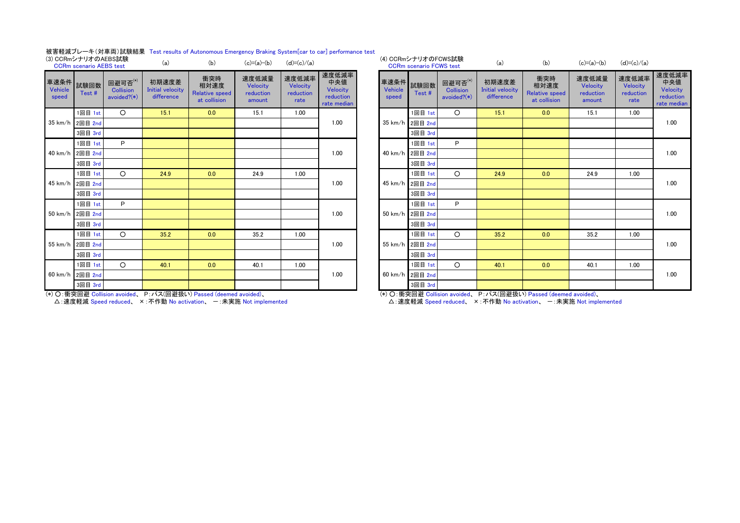被害軽減ブレーキ（対車両）試験結果 Test results of Autonomous Emergency Braking System[car to car] performance test

(3) CCRmシナリオのAEBS試験
CCRm scenario AEBS test

| 車速条件 Vehicle speed | 試験回数 Test # | 回避可否(*) Collision avoided?(*) | (a) 初期速度差 Initial velocity difference | (b) 衝突時相対速度 Relative speed at collision | (c)=(a)-(b) 速度低減量 Velocity reduction amount | (d)=(c)/(a) 速度低減率 Velocity reduction rate | 速度低減率中央値 Velocity reduction rate median |
|---|---|---|---|---|---|---|---|
| 35 km/h | 1回目 1st | ○ | 15.1 | 0.0 | 15.1 | 1.00 | 1.00 |
| | 2回目 2nd | | | | | | |
| | 3回目 3rd | | | | | | |
| 40 km/h | 1回目 1st | P | | | | | 1.00 |
| | 2回目 2nd | | | | | | |
| | 3回目 3rd | | | | | | |
| 45 km/h | 1回目 1st | ○ | 24.9 | 0.0 | 24.9 | 1.00 | 1.00 |
| | 2回目 2nd | | | | | | |
| | 3回目 3rd | | | | | | |
| 50 km/h | 1回目 1st | P | | | | | 1.00 |
| | 2回目 2nd | | | | | | |
| | 3回目 3rd | | | | | | |
| 55 km/h | 1回目 1st | ○ | 35.2 | 0.0 | 35.2 | 1.00 | 1.00 |
| | 2回目 2nd | | | | | | |
| | 3回目 3rd | | | | | | |
| 60 km/h | 1回目 1st | ○ | 40.1 | 0.0 | 40.1 | 1.00 | 1.00 |
| | 2回目 2nd | | | | | | |
| | 3回目 3rd | | | | | | |

(*) ○：衝突回避 Collision avoided、 P：パス(回避扱い) Passed (deemed avoided)、
△：速度軽減 Speed reduced、 ×：不作動 No activation、 ー：未実施 Not implemented

(4) CCRmシナリオのFCWS試験
CCRm scenario FCWS test

| 車速条件 Vehicle speed | 試験回数 Test # | 回避可否(*) Collision avoided?(*) | (a) 初期速度差 Initial velocity difference | (b) 衝突時相対速度 Relative speed at collision | (c)=(a)-(b) 速度低減量 Velocity reduction amount | (d)=(c)/(a) 速度低減率 Velocity reduction rate | 速度低減率中央値 Velocity reduction rate median |
|---|---|---|---|---|---|---|---|
| 35 km/h | 1回目 1st | ○ | 15.1 | 0.0 | 15.1 | 1.00 | 1.00 |
| | 2回目 2nd | | | | | | |
| | 3回目 3rd | | | | | | |
| 40 km/h | 1回目 1st | P | | | | | 1.00 |
| | 2回目 2nd | | | | | | |
| | 3回目 3rd | | | | | | |
| 45 km/h | 1回目 1st | ○ | 24.9 | 0.0 | 24.9 | 1.00 | 1.00 |
| | 2回目 2nd | | | | | | |
| | 3回目 3rd | | | | | | |
| 50 km/h | 1回目 1st | P | | | | | 1.00 |
| | 2回目 2nd | | | | | | |
| | 3回目 3rd | | | | | | |
| 55 km/h | 1回目 1st | ○ | 35.2 | 0.0 | 35.2 | 1.00 | 1.00 |
| | 2回目 2nd | | | | | | |
| | 3回目 3rd | | | | | | |
| 60 km/h | 1回目 1st | ○ | 40.1 | 0.0 | 40.1 | 1.00 | 1.00 |
| | 2回目 2nd | | | | | | |
| | 3回目 3rd | | | | | | |

(*) ○：衝突回避 Collision avoided、 P：パス(回避扱い) Passed (deemed avoided)、
△：速度軽減 Speed reduced、 ×：不作動 No activation、 ー：未実施 Not implemented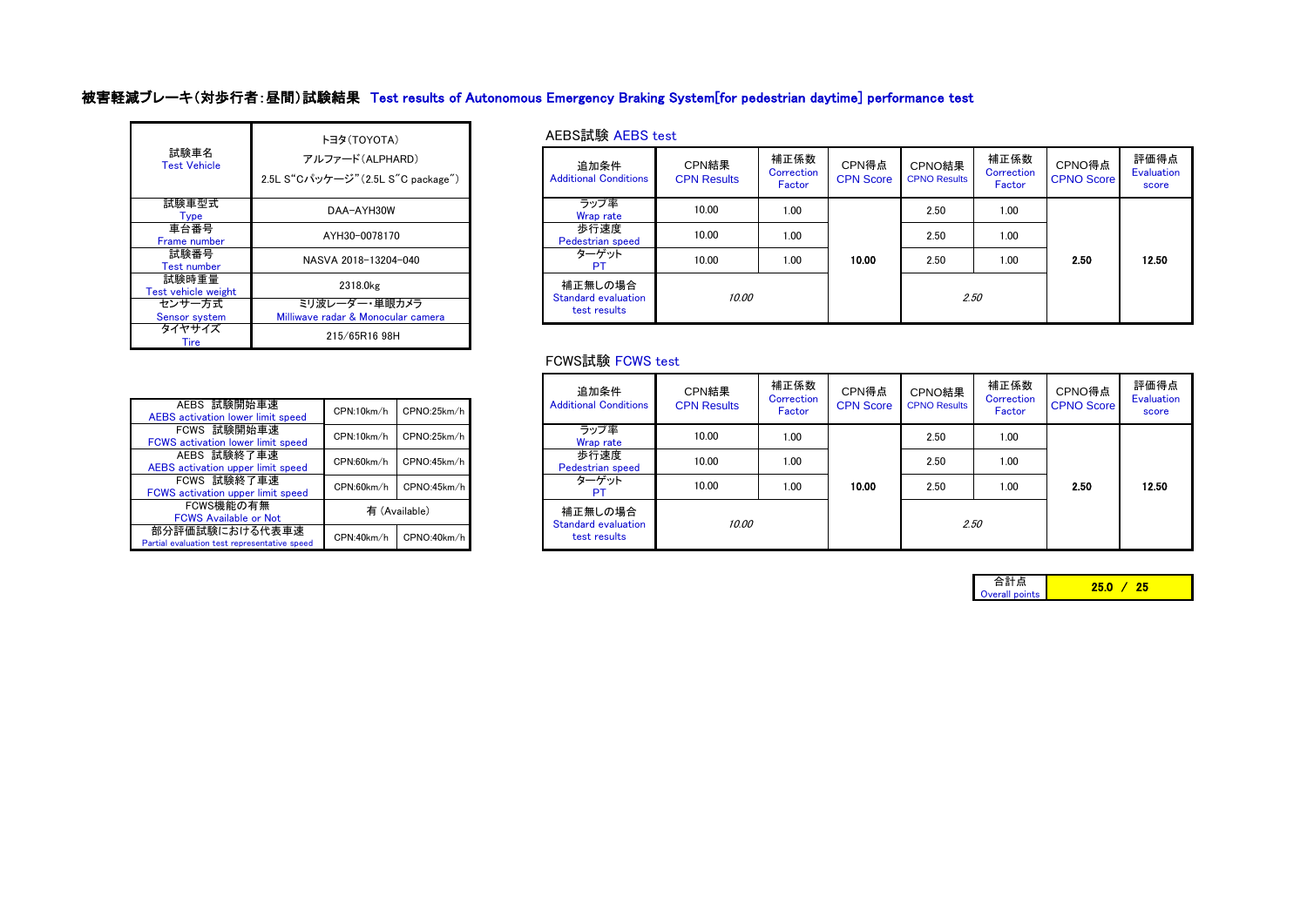## 被害軽減ブレーキ(対歩行者:昼間)試験結果 Test results of Autonomous Emergency Braking System[for pedestrian daytime] performance test

| | |
|---|---|
| 試験車名 Test Vehicle | トヨタ(TOYOTA) アルファード(ALPHARD) 2.5L S"Cパッケージ"(2.5L S"C package") |
| 試験車型式 Type | DAA-AYH30W |
| 車台番号 Frame number | AYH30-0078170 |
| 試験番号 Test number | NASVA 2018-13204-040 |
| 試験時重量 Test vehicle weight | 2318.0kg |
| センサー方式 Sensor system | ミリ波レーダー・単眼カメラ Milliwave radar & Monocular camera |
| タイヤサイズ Tire | 215/65R16 98H |

| | | |
|---|---|---|
| AEBS 試験開始車速 AEBS activation lower limit speed | CPN:10km/h | CPNO:25km/h |
| FCWS 試験開始車速 FCWS activation lower limit speed | CPN:10km/h | CPNO:25km/h |
| AEBS 試験終了車速 AEBS activation upper limit speed | CPN:60km/h | CPNO:45km/h |
| FCWS 試験終了車速 FCWS activation upper limit speed | CPN:60km/h | CPNO:45km/h |
| FCWS機能の有無 FCWS Available or Not | 有 (Available) | |
| 部分評価試験における代表車速 Partial evaluation test representative speed | CPN:40km/h | CPNO:40km/h |

### AEBS試験 AEBS test

| 追加条件 Additional Conditions | CPN結果 CPN Results | 補正係数 Correction Factor | CPN得点 CPN Score | CPNO結果 CPNO Results | 補正係数 Correction Factor | CPNO得点 CPNO Score | 評価得点 Evaluation score |
|---|---|---|---|---|---|---|---|
| ラップ率 Wrap rate | 10.00 | 1.00 | 10.00 | 2.50 | 1.00 | 2.50 | 12.50 |
| 歩行速度 Pedestrian speed | 10.00 | 1.00 | | 2.50 | 1.00 | | |
| ターゲット PT | 10.00 | 1.00 | | 2.50 | 1.00 | | |
| 補正無しの場合 Standard evaluation test results | *10.00* | | | *2.50* | | | |

### FCWS試験 FCWS test

| 追加条件 Additional Conditions | CPN結果 CPN Results | 補正係数 Correction Factor | CPN得点 CPN Score | CPNO結果 CPNO Results | 補正係数 Correction Factor | CPNO得点 CPNO Score | 評価得点 Evaluation score |
|---|---|---|---|---|---|---|---|
| ラップ率 Wrap rate | 10.00 | 1.00 | 10.00 | 2.50 | 1.00 | 2.50 | 12.50 |
| 歩行速度 Pedestrian speed | 10.00 | 1.00 | | 2.50 | 1.00 | | |
| ターゲット PT | 10.00 | 1.00 | | 2.50 | 1.00 | | |
| 補正無しの場合 Standard evaluation test results | *10.00* | | | *2.50* | | | |

| | |
|---|---|
| 合計点 Overall points | **25.0 / 25** |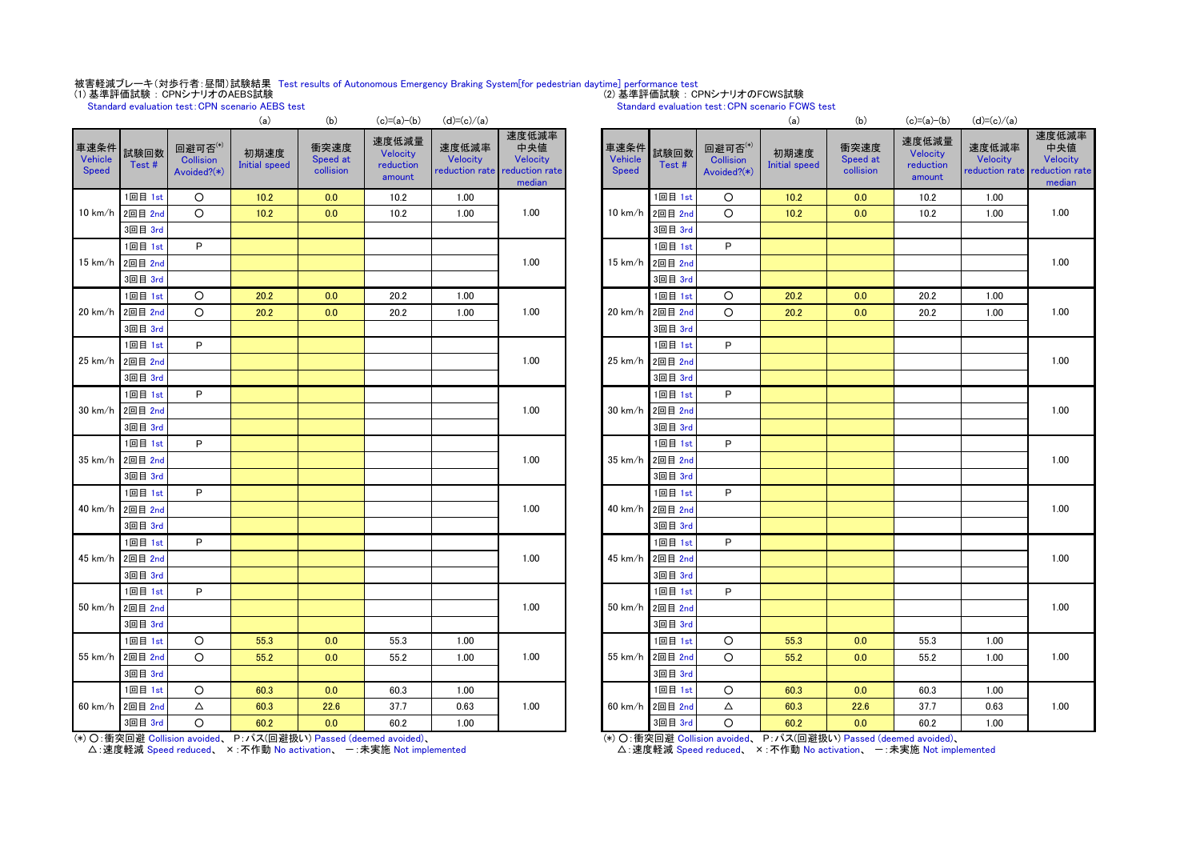被害軽減ブレーキ(対歩行者:昼間)試験結果 Test results of Autonomous Emergency Braking System[for pedestrian daytime] performance test

(1) 基準評価試験 : CPNシナリオのAEBS試験
Standard evaluation test:CPN scenario AEBS test

| 車速条件 Vehicle Speed | 試験回数 Test # | 回避可否(*) Collision Avoided?(*) | (a) 初期速度 Initial speed | (b) 衝突速度 Speed at collision | (c)=(a)-(b) 速度低減量 Velocity reduction amount | (d)=(c)/(a) 速度低減率 Velocity reduction rate | 速度低減率中央値 Velocity reduction rate median |
|---|---|---|---|---|---|---|---|
| 10 km/h | 1回目 1st | ○ | 10.2 | 0.0 | 10.2 | 1.00 | 1.00 |
| | 2回目 2nd | ○ | 10.2 | 0.0 | 10.2 | 1.00 | |
| | 3回目 3rd | | | | | | |
| 15 km/h | 1回目 1st | P | | | | | 1.00 |
| | 2回目 2nd | | | | | | |
| | 3回目 3rd | | | | | | |
| 20 km/h | 1回目 1st | ○ | 20.2 | 0.0 | 20.2 | 1.00 | 1.00 |
| | 2回目 2nd | ○ | 20.2 | 0.0 | 20.2 | 1.00 | |
| | 3回目 3rd | | | | | | |
| 25 km/h | 1回目 1st | P | | | | | 1.00 |
| | 2回目 2nd | | | | | | |
| | 3回目 3rd | | | | | | |
| 30 km/h | 1回目 1st | P | | | | | 1.00 |
| | 2回目 2nd | | | | | | |
| | 3回目 3rd | | | | | | |
| 35 km/h | 1回目 1st | P | | | | | 1.00 |
| | 2回目 2nd | | | | | | |
| | 3回目 3rd | | | | | | |
| 40 km/h | 1回目 1st | P | | | | | 1.00 |
| | 2回目 2nd | | | | | | |
| | 3回目 3rd | | | | | | |
| 45 km/h | 1回目 1st | P | | | | | 1.00 |
| | 2回目 2nd | | | | | | |
| | 3回目 3rd | | | | | | |
| 50 km/h | 1回目 1st | P | | | | | 1.00 |
| | 2回目 2nd | | | | | | |
| | 3回目 3rd | | | | | | |
| 55 km/h | 1回目 1st | ○ | 55.3 | 0.0 | 55.3 | 1.00 | 1.00 |
| | 2回目 2nd | ○ | 55.2 | 0.0 | 55.2 | 1.00 | |
| | 3回目 3rd | | | | | | |
| 60 km/h | 1回目 1st | ○ | 60.3 | 0.0 | 60.3 | 1.00 | 1.00 |
| | 2回目 2nd | △ | 60.3 | 22.6 | 37.7 | 0.63 | |
| | 3回目 3rd | ○ | 60.2 | 0.0 | 60.2 | 1.00 | |

(*) ○:衝突回避 Collision avoided、 P:パス(回避扱い) Passed (deemed avoided)、
△:速度軽減 Speed reduced、 ×:不作動 No activation、 ー:未実施 Not implemented

(2) 基準評価試験 : CPNシナリオのFCWS試験
Standard evaluation test:CPN scenario FCWS test

| 車速条件 Vehicle Speed | 試験回数 Test # | 回避可否(*) Collision Avoided?(*) | (a) 初期速度 Initial speed | (b) 衝突速度 Speed at collision | (c)=(a)-(b) 速度低減量 Velocity reduction amount | (d)=(c)/(a) 速度低減率 Velocity reduction rate | 速度低減率中央値 Velocity reduction rate median |
|---|---|---|---|---|---|---|---|
| 10 km/h | 1回目 1st | ○ | 10.2 | 0.0 | 10.2 | 1.00 | 1.00 |
| | 2回目 2nd | ○ | 10.2 | 0.0 | 10.2 | 1.00 | |
| | 3回目 3rd | | | | | | |
| 15 km/h | 1回目 1st | P | | | | | 1.00 |
| | 2回目 2nd | | | | | | |
| | 3回目 3rd | | | | | | |
| 20 km/h | 1回目 1st | ○ | 20.2 | 0.0 | 20.2 | 1.00 | 1.00 |
| | 2回目 2nd | ○ | 20.2 | 0.0 | 20.2 | 1.00 | |
| | 3回目 3rd | | | | | | |
| 25 km/h | 1回目 1st | P | | | | | 1.00 |
| | 2回目 2nd | | | | | | |
| | 3回目 3rd | | | | | | |
| 30 km/h | 1回目 1st | P | | | | | 1.00 |
| | 2回目 2nd | | | | | | |
| | 3回目 3rd | | | | | | |
| 35 km/h | 1回目 1st | P | | | | | 1.00 |
| | 2回目 2nd | | | | | | |
| | 3回目 3rd | | | | | | |
| 40 km/h | 1回目 1st | P | | | | | 1.00 |
| | 2回目 2nd | | | | | | |
| | 3回目 3rd | | | | | | |
| 45 km/h | 1回目 1st | P | | | | | 1.00 |
| | 2回目 2nd | | | | | | |
| | 3回目 3rd | | | | | | |
| 50 km/h | 1回目 1st | P | | | | | 1.00 |
| | 2回目 2nd | | | | | | |
| | 3回目 3rd | | | | | | |
| 55 km/h | 1回目 1st | ○ | 55.3 | 0.0 | 55.3 | 1.00 | 1.00 |
| | 2回目 2nd | ○ | 55.2 | 0.0 | 55.2 | 1.00 | |
| | 3回目 3rd | | | | | | |
| 60 km/h | 1回目 1st | ○ | 60.3 | 0.0 | 60.3 | 1.00 | 1.00 |
| | 2回目 2nd | △ | 60.3 | 22.6 | 37.7 | 0.63 | |
| | 3回目 3rd | ○ | 60.2 | 0.0 | 60.2 | 1.00 | |

(*) ○:衝突回避 Collision avoided、 P:パス(回避扱い) Passed (deemed avoided)、
△:速度軽減 Speed reduced、 ×:不作動 No activation、 ー:未実施 Not implemented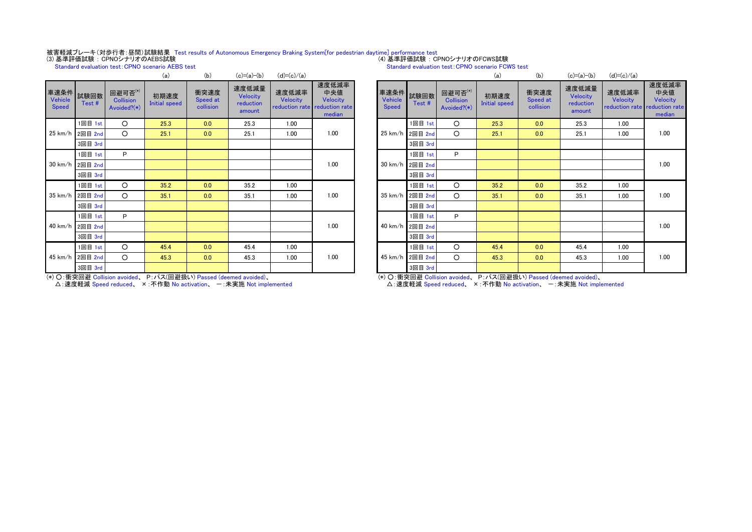被害軽減ブレーキ（対歩行者：昼間）試験結果 Test results of Autonomous Emergency Braking System[for pedestrian daytime] performance test

## (3) 基準評価試験 ： CPNOシナリオのAEBS試験

Standard evaluation test：CPNO scenario AEBS test

| 車速条件 Vehicle Speed | 試験回数 Test # | 回避可否(*) Collision Avoided?(*) | (a) 初期速度 Initial speed | (b) 衝突速度 Speed at collision | (c)=(a)-(b) 速度低減量 Velocity reduction amount | (d)=(c)/(a) 速度低減率 Velocity reduction rate | 速度低減率中央値 Velocity reduction rate median |
|---|---|---|---|---|---|---|---|
| 25 km/h | 1回目 1st | ○ | 25.3 | 0.0 | 25.3 | 1.00 | 1.00 |
| | 2回目 2nd | ○ | 25.1 | 0.0 | 25.1 | 1.00 | |
| | 3回目 3rd | | | | | | |
| 30 km/h | 1回目 1st | P | | | | | 1.00 |
| | 2回目 2nd | | | | | | |
| | 3回目 3rd | | | | | | |
| 35 km/h | 1回目 1st | ○ | 35.2 | 0.0 | 35.2 | 1.00 | 1.00 |
| | 2回目 2nd | ○ | 35.1 | 0.0 | 35.1 | 1.00 | |
| | 3回目 3rd | | | | | | |
| 40 km/h | 1回目 1st | P | | | | | 1.00 |
| | 2回目 2nd | | | | | | |
| | 3回目 3rd | | | | | | |
| 45 km/h | 1回目 1st | ○ | 45.4 | 0.0 | 45.4 | 1.00 | 1.00 |
| | 2回目 2nd | ○ | 45.3 | 0.0 | 45.3 | 1.00 | |
| | 3回目 3rd | | | | | | |

(*) ○：衝突回避 Collision avoided、 P：パス(回避扱い) Passed (deemed avoided)、
△：速度軽減 Speed reduced、 ×：不作動 No activation、 ー：未実施 Not implemented

## (4) 基準評価試験 ： CPNOシナリオのFCWS試験

Standard evaluation test：CPNO scenario FCWS test

| 車速条件 Vehicle Speed | 試験回数 Test # | 回避可否(*) Collision Avoided?(*) | (a) 初期速度 Initial speed | (b) 衝突速度 Speed at collision | (c)=(a)-(b) 速度低減量 Velocity reduction amount | (d)=(c)/(a) 速度低減率 Velocity reduction rate | 速度低減率中央値 Velocity reduction rate median |
|---|---|---|---|---|---|---|---|
| 25 km/h | 1回目 1st | ○ | 25.3 | 0.0 | 25.3 | 1.00 | 1.00 |
| | 2回目 2nd | ○ | 25.1 | 0.0 | 25.1 | 1.00 | |
| | 3回目 3rd | | | | | | |
| 30 km/h | 1回目 1st | P | | | | | 1.00 |
| | 2回目 2nd | | | | | | |
| | 3回目 3rd | | | | | | |
| 35 km/h | 1回目 1st | ○ | 35.2 | 0.0 | 35.2 | 1.00 | 1.00 |
| | 2回目 2nd | ○ | 35.1 | 0.0 | 35.1 | 1.00 | |
| | 3回目 3rd | | | | | | |
| 40 km/h | 1回目 1st | P | | | | | 1.00 |
| | 2回目 2nd | | | | | | |
| | 3回目 3rd | | | | | | |
| 45 km/h | 1回目 1st | ○ | 45.4 | 0.0 | 45.4 | 1.00 | 1.00 |
| | 2回目 2nd | ○ | 45.3 | 0.0 | 45.3 | 1.00 | |
| | 3回目 3rd | | | | | | |

(*) ○：衝突回避 Collision avoided、 P：パス(回避扱い) Passed (deemed avoided)、
△：速度軽減 Speed reduced、 ×：不作動 No activation、 ー：未実施 Not implemented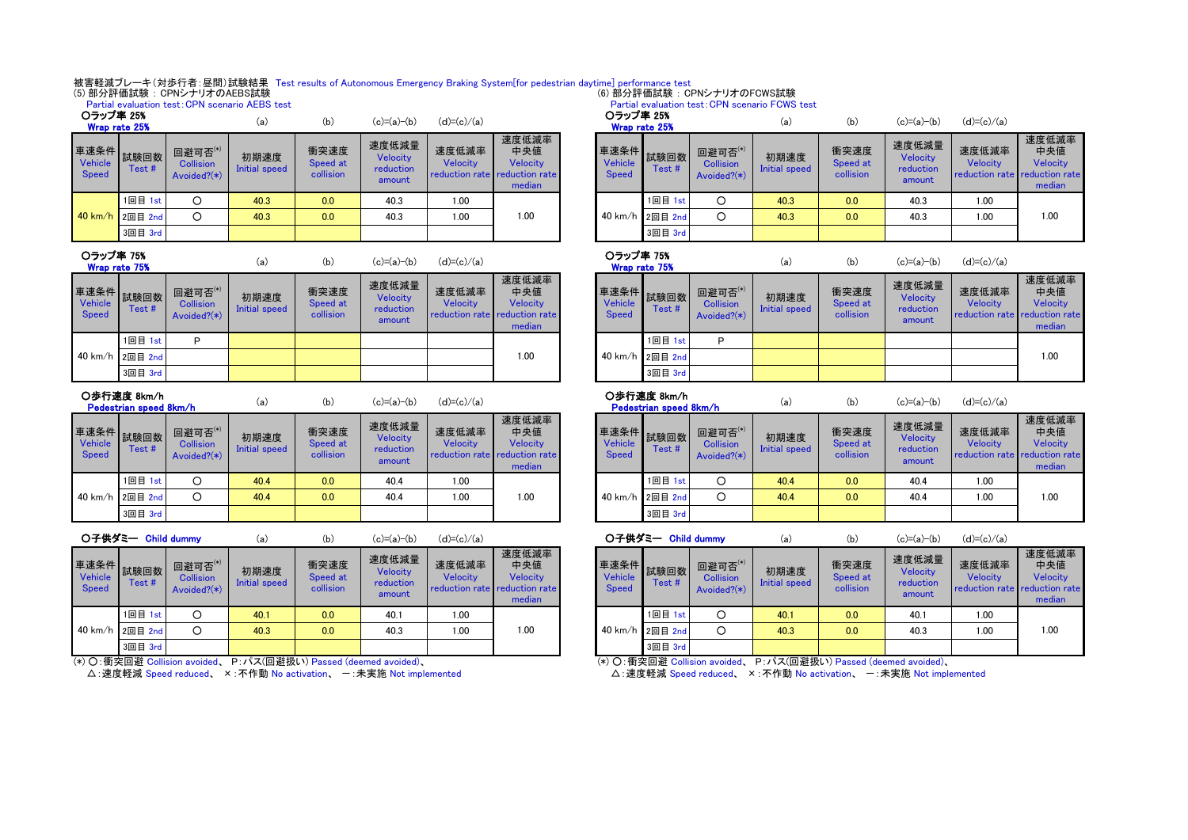被害軽減ブレーキ（対歩行者：昼間）試験結果 Test results of Autonomous Emergency Braking System[for pedestrian daytime] performance test

## (5) 部分評価試験 ： CPNシナリオのAEBS試験
Partial evaluation test：CPN scenario AEBS test

### ○ラップ率 25% Wrap rate 25%

| 車速条件 Vehicle Speed | 試験回数 Test # | 回避可否(*) Collision Avoided?(*) | (a) 初期速度 Initial speed | (b) 衝突速度 Speed at collision | (c)=(a)-(b) 速度低減量 Velocity reduction amount | (d)=(c)/(a) 速度低減率 Velocity reduction rate | 速度低減率中央値 Velocity reduction rate median |
|---|---|---|---|---|---|---|---|
| 40 km/h | 1回目 1st | ○ | 40.3 | 0.0 | 40.3 | 1.00 | 1.00 |
| | 2回目 2nd | ○ | 40.3 | 0.0 | 40.3 | 1.00 | |
| | 3回目 3rd | | | | | | |

### ○ラップ率 75% Wrap rate 75%

| 車速条件 Vehicle Speed | 試験回数 Test # | 回避可否(*) Collision Avoided?(*) | (a) 初期速度 Initial speed | (b) 衝突速度 Speed at collision | (c)=(a)-(b) 速度低減量 Velocity reduction amount | (d)=(c)/(a) 速度低減率 Velocity reduction rate | 速度低減率中央値 Velocity reduction rate median |
|---|---|---|---|---|---|---|---|
| 40 km/h | 1回目 1st | P | | | | | 1.00 |
| | 2回目 2nd | | | | | | |
| | 3回目 3rd | | | | | | |

### ○歩行速度 8km/h Pedestrian speed 8km/h

| 車速条件 Vehicle Speed | 試験回数 Test # | 回避可否(*) Collision Avoided?(*) | (a) 初期速度 Initial speed | (b) 衝突速度 Speed at collision | (c)=(a)-(b) 速度低減量 Velocity reduction amount | (d)=(c)/(a) 速度低減率 Velocity reduction rate | 速度低減率中央値 Velocity reduction rate median |
|---|---|---|---|---|---|---|---|
| 40 km/h | 1回目 1st | ○ | 40.4 | 0.0 | 40.4 | 1.00 | 1.00 |
| | 2回目 2nd | ○ | 40.4 | 0.0 | 40.4 | 1.00 | |
| | 3回目 3rd | | | | | | |

### ○子供ダミー Child dummy

| 車速条件 Vehicle Speed | 試験回数 Test # | 回避可否(*) Collision Avoided?(*) | (a) 初期速度 Initial speed | (b) 衝突速度 Speed at collision | (c)=(a)-(b) 速度低減量 Velocity reduction amount | (d)=(c)/(a) 速度低減率 Velocity reduction rate | 速度低減率中央値 Velocity reduction rate median |
|---|---|---|---|---|---|---|---|
| 40 km/h | 1回目 1st | ○ | 40.1 | 0.0 | 40.1 | 1.00 | 1.00 |
| | 2回目 2nd | ○ | 40.3 | 0.0 | 40.3 | 1.00 | |
| | 3回目 3rd | | | | | | |

(*) ○：衝突回避 Collision avoided、 P：パス(回避扱い) Passed (deemed avoided)、
△：速度軽減 Speed reduced、 ×：不作動 No activation、 －：未実施 Not implemented

## (6) 部分評価試験 ： CPNシナリオのFCWS試験
Partial evaluation test：CPN scenario FCWS test

### ○ラップ率 25% Wrap rate 25%

| 車速条件 Vehicle Speed | 試験回数 Test # | 回避可否(*) Collision Avoided?(*) | (a) 初期速度 Initial speed | (b) 衝突速度 Speed at collision | (c)=(a)-(b) 速度低減量 Velocity reduction amount | (d)=(c)/(a) 速度低減率 Velocity reduction rate | 速度低減率中央値 Velocity reduction rate median |
|---|---|---|---|---|---|---|---|
| 40 km/h | 1回目 1st | ○ | 40.3 | 0.0 | 40.3 | 1.00 | 1.00 |
| | 2回目 2nd | ○ | 40.3 | 0.0 | 40.3 | 1.00 | |
| | 3回目 3rd | | | | | | |

### ○ラップ率 75% Wrap rate 75%

| 車速条件 Vehicle Speed | 試験回数 Test # | 回避可否(*) Collision Avoided?(*) | (a) 初期速度 Initial speed | (b) 衝突速度 Speed at collision | (c)=(a)-(b) 速度低減量 Velocity reduction amount | (d)=(c)/(a) 速度低減率 Velocity reduction rate | 速度低減率中央値 Velocity reduction rate median |
|---|---|---|---|---|---|---|---|
| 40 km/h | 1回目 1st | P | | | | | 1.00 |
| | 2回目 2nd | | | | | | |
| | 3回目 3rd | | | | | | |

### ○歩行速度 8km/h Pedestrian speed 8km/h

| 車速条件 Vehicle Speed | 試験回数 Test # | 回避可否(*) Collision Avoided?(*) | (a) 初期速度 Initial speed | (b) 衝突速度 Speed at collision | (c)=(a)-(b) 速度低減量 Velocity reduction amount | (d)=(c)/(a) 速度低減率 Velocity reduction rate | 速度低減率中央値 Velocity reduction rate median |
|---|---|---|---|---|---|---|---|
| 40 km/h | 1回目 1st | ○ | 40.4 | 0.0 | 40.4 | 1.00 | 1.00 |
| | 2回目 2nd | ○ | 40.4 | 0.0 | 40.4 | 1.00 | |
| | 3回目 3rd | | | | | | |

### ○子供ダミー Child dummy

| 車速条件 Vehicle Speed | 試験回数 Test # | 回避可否(*) Collision Avoided?(*) | (a) 初期速度 Initial speed | (b) 衝突速度 Speed at collision | (c)=(a)-(b) 速度低減量 Velocity reduction amount | (d)=(c)/(a) 速度低減率 Velocity reduction rate | 速度低減率中央値 Velocity reduction rate median |
|---|---|---|---|---|---|---|---|
| 40 km/h | 1回目 1st | ○ | 40.1 | 0.0 | 40.1 | 1.00 | 1.00 |
| | 2回目 2nd | ○ | 40.3 | 0.0 | 40.3 | 1.00 | |
| | 3回目 3rd | | | | | | |

(*) ○：衝突回避 Collision avoided、 P：パス(回避扱い) Passed (deemed avoided)、
△：速度軽減 Speed reduced、 ×：不作動 No activation、 －：未実施 Not implemented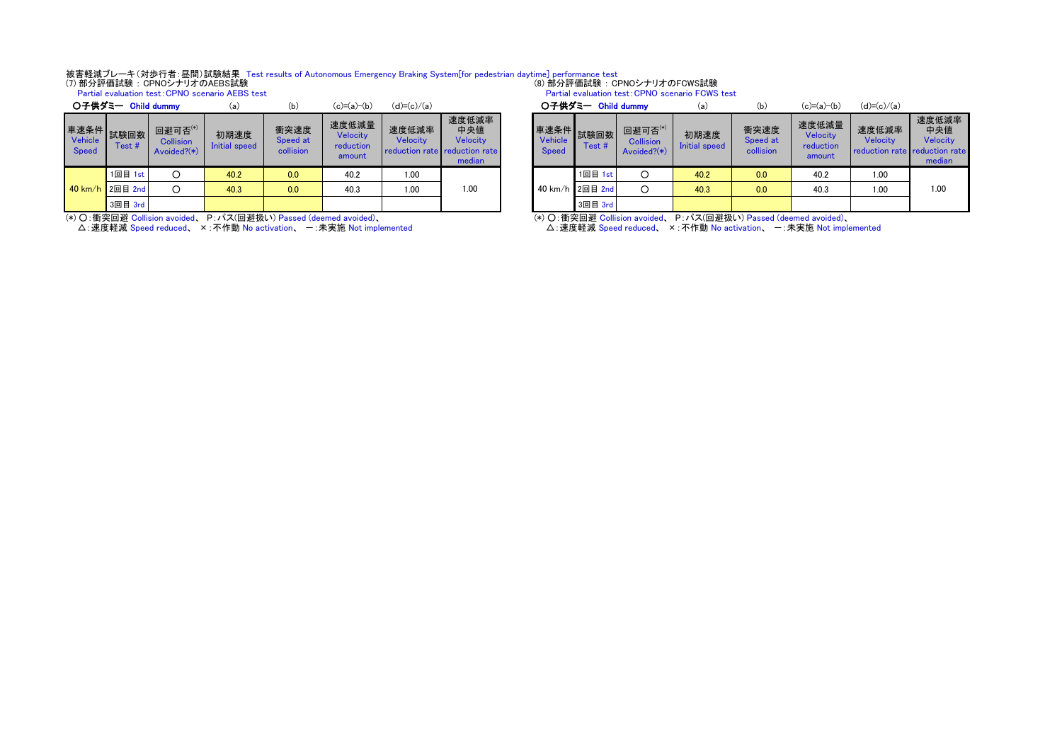被害軽減ブレーキ(対歩行者:昼間)試験結果 Test results of Autonomous Emergency Braking System[for pedestrian daytime] performance test

(7) 部分評価試験 : CPNOシナリオのAEBS試験
Partial evaluation test:CPNO scenario AEBS test

**〇子供ダミー Child dummy**

| 車速条件 Vehicle Speed | 試験回数 Test # | 回避可否(*) Collision Avoided?(*) | (a) 初期速度 Initial speed | (b) 衝突速度 Speed at collision | (c)=(a)-(b) 速度低減量 Velocity reduction amount | (d)=(c)/(a) 速度低減率 Velocity reduction rate | 速度低減率中央値 Velocity reduction rate median |
|---|---|---|---|---|---|---|---|
| 40 km/h | 1回目 1st | 〇 | 40.2 | 0.0 | 40.2 | 1.00 | 1.00 |
| | 2回目 2nd | 〇 | 40.3 | 0.0 | 40.3 | 1.00 | |
| | 3回目 3rd | | | | | | |

(*) 〇:衝突回避 Collision avoided、 P:パス(回避扱い) Passed (deemed avoided)、
△:速度軽減 Speed reduced、 ×:不作動 No activation、 ー:未実施 Not implemented

(8) 部分評価試験 : CPNOシナリオのFCWS試験
Partial evaluation test:CPNO scenario FCWS test

**〇子供ダミー Child dummy**

| 車速条件 Vehicle Speed | 試験回数 Test # | 回避可否(*) Collision Avoided?(*) | (a) 初期速度 Initial speed | (b) 衝突速度 Speed at collision | (c)=(a)-(b) 速度低減量 Velocity reduction amount | (d)=(c)/(a) 速度低減率 Velocity reduction rate | 速度低減率中央値 Velocity reduction rate median |
|---|---|---|---|---|---|---|---|
| 40 km/h | 1回目 1st | 〇 | 40.2 | 0.0 | 40.2 | 1.00 | 1.00 |
| | 2回目 2nd | 〇 | 40.3 | 0.0 | 40.3 | 1.00 | |
| | 3回目 3rd | | | | | | |

(*) 〇:衝突回避 Collision avoided、 P:パス(回避扱い) Passed (deemed avoided)、
△:速度軽減 Speed reduced、 ×:不作動 No activation、 ー:未実施 Not implemented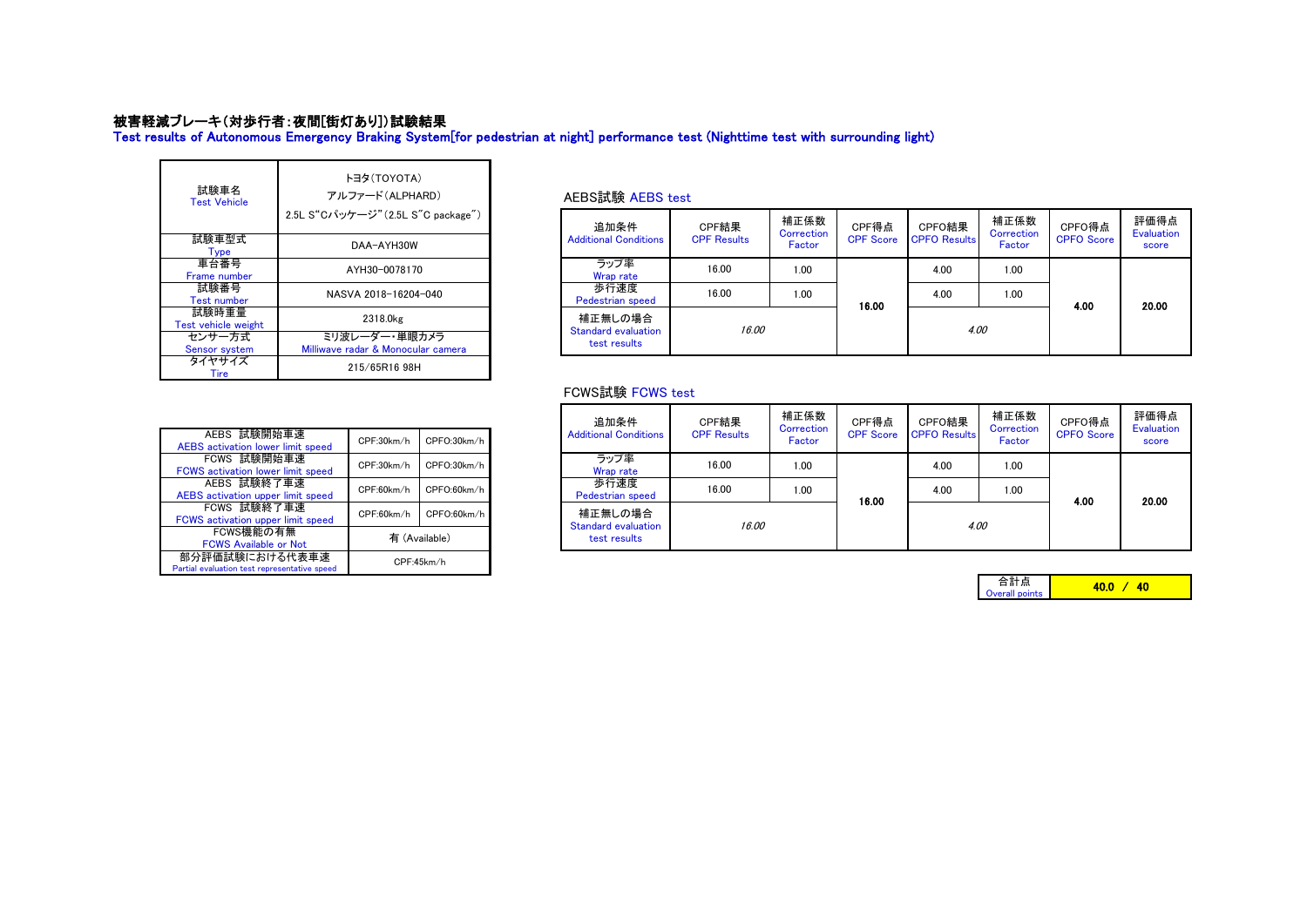# 被害軽減ブレーキ（対歩行者：夜間[街灯あり]）試験結果

## Test results of Autonomous Emergency Braking System[for pedestrian at night] performance test (Nighttime test with surrounding light)

| | |
|---|---|
| 試験車名 Test Vehicle | トヨタ（TOYOTA） アルファード（ALPHARD） 2.5L S"Cパッケージ"（2.5L S"C package"） |
| 試験車型式 Type | DAA-AYH30W |
| 車台番号 Frame number | AYH30-0078170 |
| 試験番号 Test number | NASVA 2018-16204-040 |
| 試験時重量 Test vehicle weight | 2318.0kg |
| センサー方式 Sensor system | ミリ波レーダー・単眼カメラ Milliwave radar & Monocular camera |
| タイヤサイズ Tire | 215/65R16 98H |

| | | |
|---|---|---|
| AEBS 試験開始車速 AEBS activation lower limit speed | CPF:30km/h | CPFO:30km/h |
| FCWS 試験開始車速 FCWS activation lower limit speed | CPF:30km/h | CPFO:30km/h |
| AEBS 試験終了車速 AEBS activation upper limit speed | CPF:60km/h | CPFO:60km/h |
| FCWS 試験終了車速 FCWS activation upper limit speed | CPF:60km/h | CPFO:60km/h |
| FCWS機能の有無 FCWS Available or Not | 有（Available） | |
| 部分評価試験における代表車速 Partial evaluation test representative speed | CPF:45km/h | |

### AEBS試験 AEBS test

| 追加条件 Additional Conditions | CPF結果 CPF Results | 補正係数 Correction Factor | CPF得点 CPF Score | CPFO結果 CPFO Results | 補正係数 Correction Factor | CPFO得点 CPFO Score | 評価得点 Evaluation score |
|---|---|---|---|---|---|---|---|
| ラップ率 Wrap rate | 16.00 | 1.00 | 16.00 | 4.00 | 1.00 | 4.00 | 20.00 |
| 歩行速度 Pedestrian speed | 16.00 | 1.00 | | 4.00 | 1.00 | | |
| 補正無しの場合 Standard evaluation test results | *16.00* | | | *4.00* | | | |

### FCWS試験 FCWS test

| 追加条件 Additional Conditions | CPF結果 CPF Results | 補正係数 Correction Factor | CPF得点 CPF Score | CPFO結果 CPFO Results | 補正係数 Correction Factor | CPFO得点 CPFO Score | 評価得点 Evaluation score |
|---|---|---|---|---|---|---|---|
| ラップ率 Wrap rate | 16.00 | 1.00 | 16.00 | 4.00 | 1.00 | 4.00 | 20.00 |
| 歩行速度 Pedestrian speed | 16.00 | 1.00 | | 4.00 | 1.00 | | |
| 補正無しの場合 Standard evaluation test results | *16.00* | | | *4.00* | | | |

| | |
|---|---|
| 合計点 Overall points | **40.0 / 40** |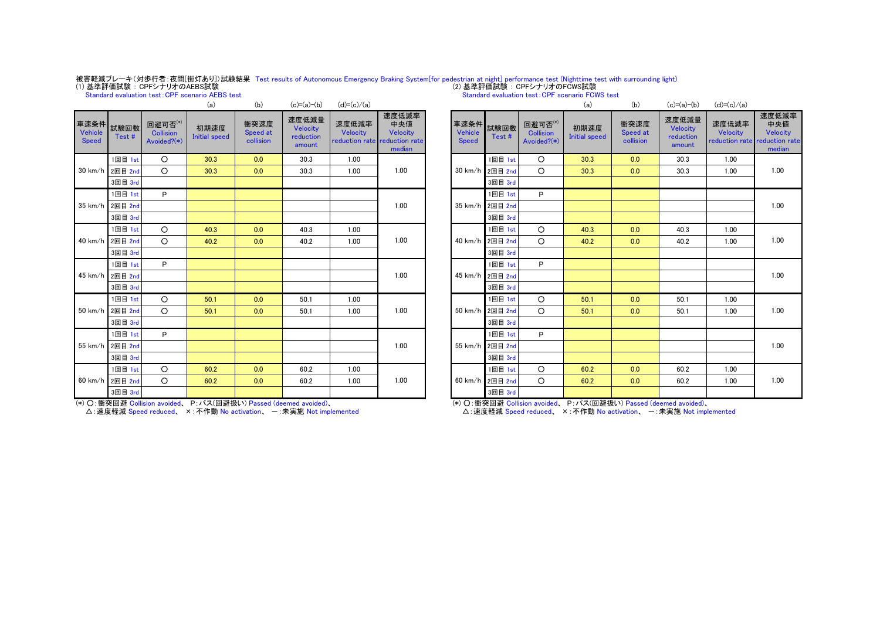被害軽減ブレーキ(対歩行者:夜間[街灯あり])試験結果 Test results of Autonomous Emergency Braking System[for pedestrian at night] performance test (Nighttime test with surrounding light)

(1) 基準評価試験 : CPFシナリオのAEBS試験
Standard evaluation test:CPF scenario AEBS test

| 車速条件 Vehicle Speed | 試験回数 Test # | 回避可否(*) Collision Avoided?(*) | (a) 初期速度 Initial speed | (b) 衝突速度 Speed at collision | (c)=(a)-(b) 速度低減量 Velocity reduction amount | (d)=(c)/(a) 速度低減率 Velocity reduction rate | 速度低減率中央値 Velocity reduction rate median |
|---|---|---|---|---|---|---|---|
| 30 km/h | 1回目 1st | ○ | 30.3 | 0.0 | 30.3 | 1.00 | 1.00 |
| | 2回目 2nd | ○ | 30.3 | 0.0 | 30.3 | 1.00 | |
| | 3回目 3rd | | | | | | |
| 35 km/h | 1回目 1st | P | | | | | 1.00 |
| | 2回目 2nd | | | | | | |
| | 3回目 3rd | | | | | | |
| 40 km/h | 1回目 1st | ○ | 40.3 | 0.0 | 40.3 | 1.00 | 1.00 |
| | 2回目 2nd | ○ | 40.2 | 0.0 | 40.2 | 1.00 | |
| | 3回目 3rd | | | | | | |
| 45 km/h | 1回目 1st | P | | | | | 1.00 |
| | 2回目 2nd | | | | | | |
| | 3回目 3rd | | | | | | |
| 50 km/h | 1回目 1st | ○ | 50.1 | 0.0 | 50.1 | 1.00 | 1.00 |
| | 2回目 2nd | ○ | 50.1 | 0.0 | 50.1 | 1.00 | |
| | 3回目 3rd | | | | | | |
| 55 km/h | 1回目 1st | P | | | | | 1.00 |
| | 2回目 2nd | | | | | | |
| | 3回目 3rd | | | | | | |
| 60 km/h | 1回目 1st | ○ | 60.2 | 0.0 | 60.2 | 1.00 | 1.00 |
| | 2回目 2nd | ○ | 60.2 | 0.0 | 60.2 | 1.00 | |
| | 3回目 3rd | | | | | | |

(*) ○:衝突回避 Collision avoided、 P:パス(回避扱い) Passed (deemed avoided)、
△:速度軽減 Speed reduced、 ×:不作動 No activation、 ー:未実施 Not implemented

(2) 基準評価試験 : CPFシナリオのFCWS試験
Standard evaluation test:CPF scenario FCWS test

| 車速条件 Vehicle Speed | 試験回数 Test # | 回避可否(*) Collision Avoided?(*) | (a) 初期速度 Initial speed | (b) 衝突速度 Speed at collision | (c)=(a)-(b) 速度低減量 Velocity reduction amount | (d)=(c)/(a) 速度低減率 Velocity reduction rate | 速度低減率中央値 Velocity reduction rate median |
|---|---|---|---|---|---|---|---|
| 30 km/h | 1回目 1st | ○ | 30.3 | 0.0 | 30.3 | 1.00 | 1.00 |
| | 2回目 2nd | ○ | 30.3 | 0.0 | 30.3 | 1.00 | |
| | 3回目 3rd | | | | | | |
| 35 km/h | 1回目 1st | P | | | | | 1.00 |
| | 2回目 2nd | | | | | | |
| | 3回目 3rd | | | | | | |
| 40 km/h | 1回目 1st | ○ | 40.3 | 0.0 | 40.3 | 1.00 | 1.00 |
| | 2回目 2nd | ○ | 40.2 | 0.0 | 40.2 | 1.00 | |
| | 3回目 3rd | | | | | | |
| 45 km/h | 1回目 1st | P | | | | | 1.00 |
| | 2回目 2nd | | | | | | |
| | 3回目 3rd | | | | | | |
| 50 km/h | 1回目 1st | ○ | 50.1 | 0.0 | 50.1 | 1.00 | 1.00 |
| | 2回目 2nd | ○ | 50.1 | 0.0 | 50.1 | 1.00 | |
| | 3回目 3rd | | | | | | |
| 55 km/h | 1回目 1st | P | | | | | 1.00 |
| | 2回目 2nd | | | | | | |
| | 3回目 3rd | | | | | | |
| 60 km/h | 1回目 1st | ○ | 60.2 | 0.0 | 60.2 | 1.00 | 1.00 |
| | 2回目 2nd | ○ | 60.2 | 0.0 | 60.2 | 1.00 | |
| | 3回目 3rd | | | | | | |

(*) ○:衝突回避 Collision avoided、 P:パス(回避扱い) Passed (deemed avoided)、
△:速度軽減 Speed reduced、 ×:不作動 No activation、 ー:未実施 Not implemented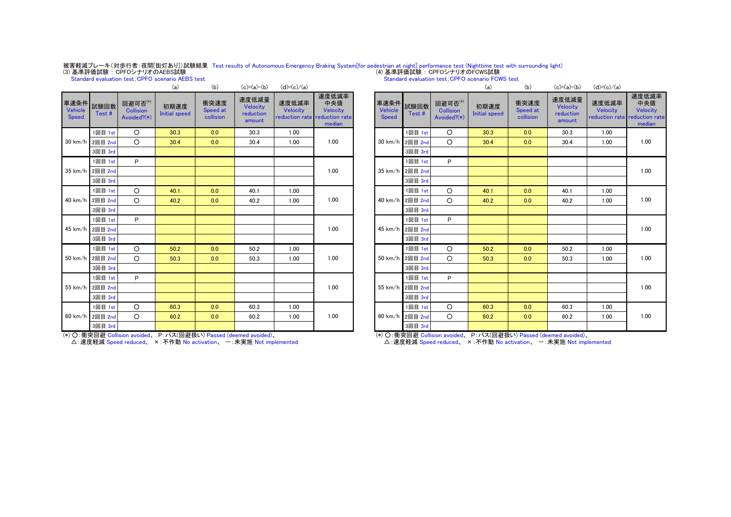被害軽減ブレーキ(対歩行者:夜間[街灯あり])試験結果 Test results of Autonomous Emergency Braking System[for pedestrian at night] performance test (Nighttime test with surrounding light)

(3) 基準評価試験 : CPFOシナリオのAEBS試験
Standard evaluation test:CPFO scenario AEBS test

| 車速条件 Vehicle Speed | 試験回数 Test # | 回避可否(*) Collision Avoided?(*) | (a) 初期速度 Initial speed | (b) 衝突速度 Speed at collision | (c)=(a)-(b) 速度低減量 Velocity reduction amount | (d)=(c)/(a) 速度低減率 Velocity reduction rate | 速度低減率中央値 Velocity reduction rate median |
|---|---|---|---|---|---|---|---|
| 30 km/h | 1回目 1st | ○ | 30.3 | 0.0 | 30.3 | 1.00 | 1.00 |
| | 2回目 2nd | ○ | 30.4 | 0.0 | 30.4 | 1.00 | |
| | 3回目 3rd | | | | | | |
| 35 km/h | 1回目 1st | P | | | | | 1.00 |
| | 2回目 2nd | | | | | | |
| | 3回目 3rd | | | | | | |
| 40 km/h | 1回目 1st | ○ | 40.1 | 0.0 | 40.1 | 1.00 | 1.00 |
| | 2回目 2nd | ○ | 40.2 | 0.0 | 40.2 | 1.00 | |
| | 3回目 3rd | | | | | | |
| 45 km/h | 1回目 1st | P | | | | | 1.00 |
| | 2回目 2nd | | | | | | |
| | 3回目 3rd | | | | | | |
| 50 km/h | 1回目 1st | ○ | 50.2 | 0.0 | 50.2 | 1.00 | 1.00 |
| | 2回目 2nd | ○ | 50.3 | 0.0 | 50.3 | 1.00 | |
| | 3回目 3rd | | | | | | |
| 55 km/h | 1回目 1st | P | | | | | 1.00 |
| | 2回目 2nd | | | | | | |
| | 3回目 3rd | | | | | | |
| 60 km/h | 1回目 1st | ○ | 60.3 | 0.0 | 60.3 | 1.00 | 1.00 |
| | 2回目 2nd | ○ | 60.2 | 0.0 | 60.2 | 1.00 | |
| | 3回目 3rd | | | | | | |

(*) ○:衝突回避 Collision avoided、 P:パス(回避扱い) Passed (deemed avoided)、
△:速度軽減 Speed reduced、 ×:不作動 No activation、 ー:未実施 Not implemented

(4) 基準評価試験 : CPFOシナリオのFCWS試験
Standard evaluation test:CPFO scenario FCWS test

| 車速条件 Vehicle Speed | 試験回数 Test # | 回避可否(*) Collision Avoided?(*) | (a) 初期速度 Initial speed | (b) 衝突速度 Speed at collision | (c)=(a)-(b) 速度低減量 Velocity reduction amount | (d)=(c)/(a) 速度低減率 Velocity reduction rate | 速度低減率中央値 Velocity reduction rate median |
|---|---|---|---|---|---|---|---|
| 30 km/h | 1回目 1st | ○ | 30.3 | 0.0 | 30.3 | 1.00 | 1.00 |
| | 2回目 2nd | ○ | 30.4 | 0.0 | 30.4 | 1.00 | |
| | 3回目 3rd | | | | | | |
| 35 km/h | 1回目 1st | P | | | | | 1.00 |
| | 2回目 2nd | | | | | | |
| | 3回目 3rd | | | | | | |
| 40 km/h | 1回目 1st | ○ | 40.1 | 0.0 | 40.1 | 1.00 | 1.00 |
| | 2回目 2nd | ○ | 40.2 | 0.0 | 40.2 | 1.00 | |
| | 3回目 3rd | | | | | | |
| 45 km/h | 1回目 1st | P | | | | | 1.00 |
| | 2回目 2nd | | | | | | |
| | 3回目 3rd | | | | | | |
| 50 km/h | 1回目 1st | ○ | 50.2 | 0.0 | 50.2 | 1.00 | 1.00 |
| | 2回目 2nd | ○ | 50.3 | 0.0 | 50.3 | 1.00 | |
| | 3回目 3rd | | | | | | |
| 55 km/h | 1回目 1st | P | | | | | 1.00 |
| | 2回目 2nd | | | | | | |
| | 3回目 3rd | | | | | | |
| 60 km/h | 1回目 1st | ○ | 60.3 | 0.0 | 60.3 | 1.00 | 1.00 |
| | 2回目 2nd | ○ | 60.2 | 0.0 | 60.2 | 1.00 | |
| | 3回目 3rd | | | | | | |

(*) ○:衝突回避 Collision avoided、 P:パス(回避扱い) Passed (deemed avoided)、
△:速度軽減 Speed reduced、 ×:不作動 No activation、 ー:未実施 Not implemented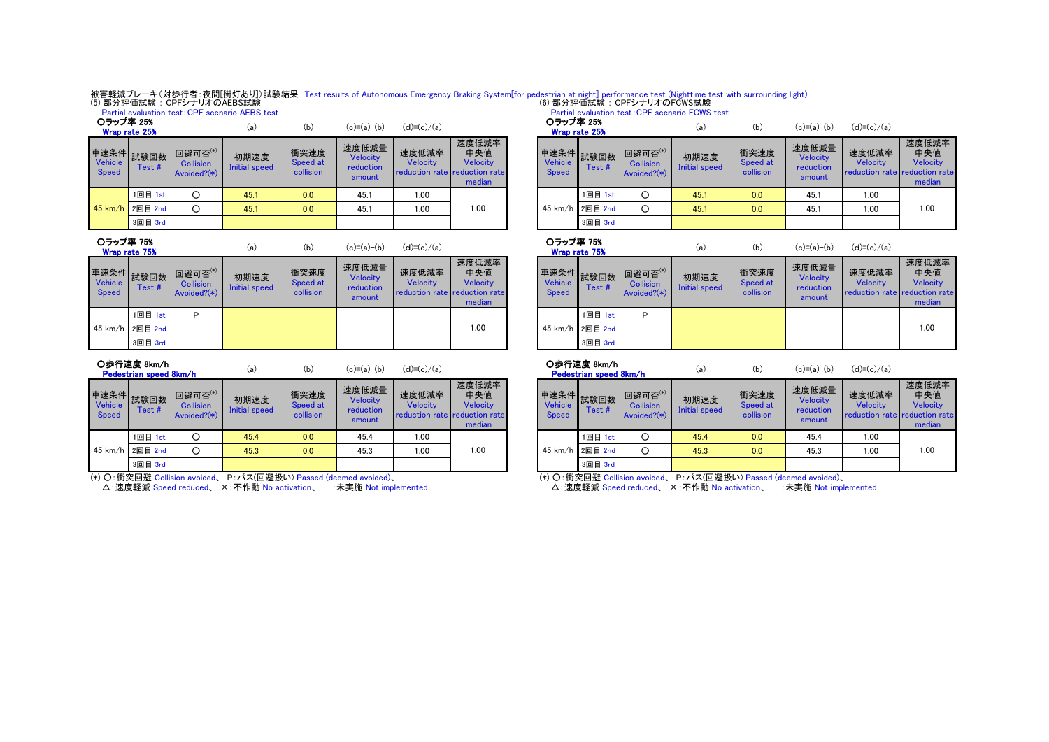被害軽減ブレーキ(対歩行者:夜間[街灯あり])試験結果 Test results of Autonomous Emergency Braking System[for pedestrian at night] performance test (Nighttime test with surrounding light)

## (5) 部分評価試験 : CPFシナリオのAEBS試験

Partial evaluation test:CPF scenario AEBS test

**○ラップ率 25%**
**Wrap rate 25%**

| 車速条件 Vehicle Speed | 試験回数 Test # | 回避可否(*) Collision Avoided?(*) | (a) 初期速度 Initial speed | (b) 衝突速度 Speed at collision | (c)=(a)-(b) 速度低減量 Velocity reduction amount | (d)=(c)/(a) 速度低減率 Velocity reduction rate | 速度低減率中央値 Velocity reduction rate median |
|---|---|---|---|---|---|---|---|
| 45 km/h | 1回目 1st | ○ | 45.1 | 0.0 | 45.1 | 1.00 | 1.00 |
| | 2回目 2nd | ○ | 45.1 | 0.0 | 45.1 | 1.00 | |
| | 3回目 3rd | | | | | | |

**○ラップ率 75%**
**Wrap rate 75%**

| 車速条件 Vehicle Speed | 試験回数 Test # | 回避可否(*) Collision Avoided?(*) | (a) 初期速度 Initial speed | (b) 衝突速度 Speed at collision | (c)=(a)-(b) 速度低減量 Velocity reduction amount | (d)=(c)/(a) 速度低減率 Velocity reduction rate | 速度低減率中央値 Velocity reduction rate median |
|---|---|---|---|---|---|---|---|
| 45 km/h | 1回目 1st | P | | | | | 1.00 |
| | 2回目 2nd | | | | | | |
| | 3回目 3rd | | | | | | |

**○歩行速度 8km/h**
**Pedestrian speed 8km/h**

| 車速条件 Vehicle Speed | 試験回数 Test # | 回避可否(*) Collision Avoided?(*) | (a) 初期速度 Initial speed | (b) 衝突速度 Speed at collision | (c)=(a)-(b) 速度低減量 Velocity reduction amount | (d)=(c)/(a) 速度低減率 Velocity reduction rate | 速度低減率中央値 Velocity reduction rate median |
|---|---|---|---|---|---|---|---|
| 45 km/h | 1回目 1st | ○ | 45.4 | 0.0 | 45.4 | 1.00 | 1.00 |
| | 2回目 2nd | ○ | 45.3 | 0.0 | 45.3 | 1.00 | |
| | 3回目 3rd | | | | | | |

(*) ○:衝突回避 Collision avoided、 P:パス(回避扱い) Passed (deemed avoided)、
△:速度軽減 Speed reduced、 ×:不作動 No activation、 ー:未実施 Not implemented

## (6) 部分評価試験 : CPFシナリオのFCWS試験

Partial evaluation test:CPF scenario FCWS test

**○ラップ率 25%**
**Wrap rate 25%**

| 車速条件 Vehicle Speed | 試験回数 Test # | 回避可否(*) Collision Avoided?(*) | (a) 初期速度 Initial speed | (b) 衝突速度 Speed at collision | (c)=(a)-(b) 速度低減量 Velocity reduction amount | (d)=(c)/(a) 速度低減率 Velocity reduction rate | 速度低減率中央値 Velocity reduction rate median |
|---|---|---|---|---|---|---|---|
| 45 km/h | 1回目 1st | ○ | 45.1 | 0.0 | 45.1 | 1.00 | 1.00 |
| | 2回目 2nd | ○ | 45.1 | 0.0 | 45.1 | 1.00 | |
| | 3回目 3rd | | | | | | |

**○ラップ率 75%**
**Wrap rate 75%**

| 車速条件 Vehicle Speed | 試験回数 Test # | 回避可否(*) Collision Avoided?(*) | (a) 初期速度 Initial speed | (b) 衝突速度 Speed at collision | (c)=(a)-(b) 速度低減量 Velocity reduction amount | (d)=(c)/(a) 速度低減率 Velocity reduction rate | 速度低減率中央値 Velocity reduction rate median |
|---|---|---|---|---|---|---|---|
| 45 km/h | 1回目 1st | P | | | | | 1.00 |
| | 2回目 2nd | | | | | | |
| | 3回目 3rd | | | | | | |

**○歩行速度 8km/h**
**Pedestrian speed 8km/h**

| 車速条件 Vehicle Speed | 試験回数 Test # | 回避可否(*) Collision Avoided?(*) | (a) 初期速度 Initial speed | (b) 衝突速度 Speed at collision | (c)=(a)-(b) 速度低減量 Velocity reduction amount | (d)=(c)/(a) 速度低減率 Velocity reduction rate | 速度低減率中央値 Velocity reduction rate median |
|---|---|---|---|---|---|---|---|
| 45 km/h | 1回目 1st | ○ | 45.4 | 0.0 | 45.4 | 1.00 | 1.00 |
| | 2回目 2nd | ○ | 45.3 | 0.0 | 45.3 | 1.00 | |
| | 3回目 3rd | | | | | | |

(*) ○:衝突回避 Collision avoided、 P:パス(回避扱い) Passed (deemed avoided)、
△:速度軽減 Speed reduced、 ×:不作動 No activation、 ー:未実施 Not implemented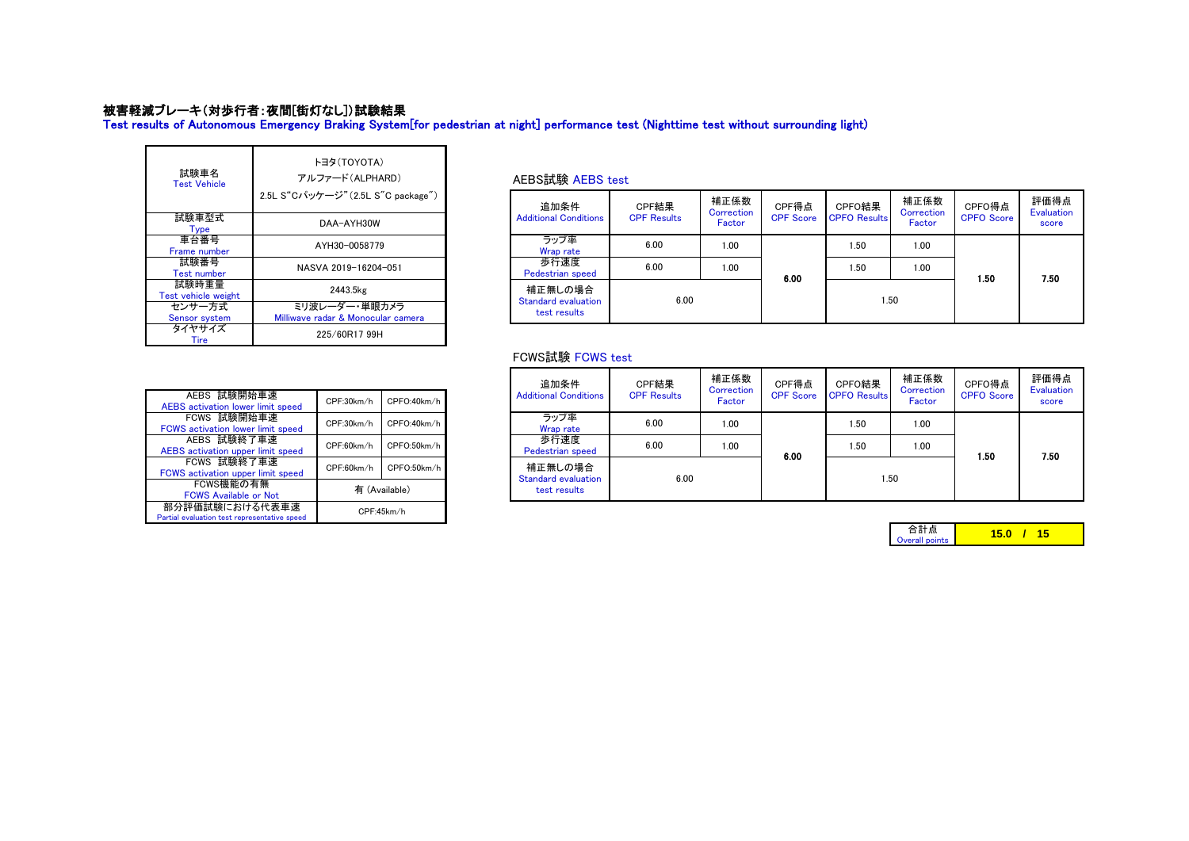# 被害軽減ブレーキ(対歩行者:夜間[街灯なし])試験結果

## Test results of Autonomous Emergency Braking System[for pedestrian at night] performance test (Nighttime test without surrounding light)

| | |
|---|---|
| 試験車名 Test Vehicle | トヨタ(TOYOTA) アルファード(ALPHARD) 2.5L S"Cパッケージ"(2.5L S"C package") |
| 試験車型式 Type | DAA-AYH30W |
| 車台番号 Frame number | AYH30-0058779 |
| 試験番号 Test number | NASVA 2019-16204-051 |
| 試験時重量 Test vehicle weight | 2443.5kg |
| センサー方式 Sensor system | ミリ波レーダー・単眼カメラ Milliwave radar & Monocular camera |
| タイヤサイズ Tire | 225/60R17 99H |

| | | |
|---|---|---|
| AEBS 試験開始車速 AEBS activation lower limit speed | CPF:30km/h | CPFO:40km/h |
| FCWS 試験開始車速 FCWS activation lower limit speed | CPF:30km/h | CPFO:40km/h |
| AEBS 試験終了車速 AEBS activation upper limit speed | CPF:60km/h | CPFO:50km/h |
| FCWS 試験終了車速 FCWS activation upper limit speed | CPF:60km/h | CPFO:50km/h |
| FCWS機能の有無 FCWS Available or Not | 有 (Available) | |
| 部分評価試験における代表車速 Partial evaluation test representative speed | CPF:45km/h | |

### AEBS試験 AEBS test

| 追加条件 Additional Conditions | CPF結果 CPF Results | 補正係数 Correction Factor | CPF得点 CPF Score | CPFO結果 CPFO Results | 補正係数 Correction Factor | CPFO得点 CPFO Score | 評価得点 Evaluation score |
|---|---|---|---|---|---|---|---|
| ラップ率 Wrap rate | 6.00 | 1.00 | 6.00 | 1.50 | 1.00 | 1.50 | 7.50 |
| 歩行速度 Pedestrian speed | 6.00 | 1.00 | | 1.50 | 1.00 | | |
| 補正無しの場合 Standard evaluation test results | 6.00 | | | 1.50 | | | |

### FCWS試験 FCWS test

| 追加条件 Additional Conditions | CPF結果 CPF Results | 補正係数 Correction Factor | CPF得点 CPF Score | CPFO結果 CPFO Results | 補正係数 Correction Factor | CPFO得点 CPFO Score | 評価得点 Evaluation score |
|---|---|---|---|---|---|---|---|
| ラップ率 Wrap rate | 6.00 | 1.00 | 6.00 | 1.50 | 1.00 | 1.50 | 7.50 |
| 歩行速度 Pedestrian speed | 6.00 | 1.00 | | 1.50 | 1.00 | | |
| 補正無しの場合 Standard evaluation test results | 6.00 | | | 1.50 | | | |

| 合計点 Overall points | 15.0 / 15 |
|---|---|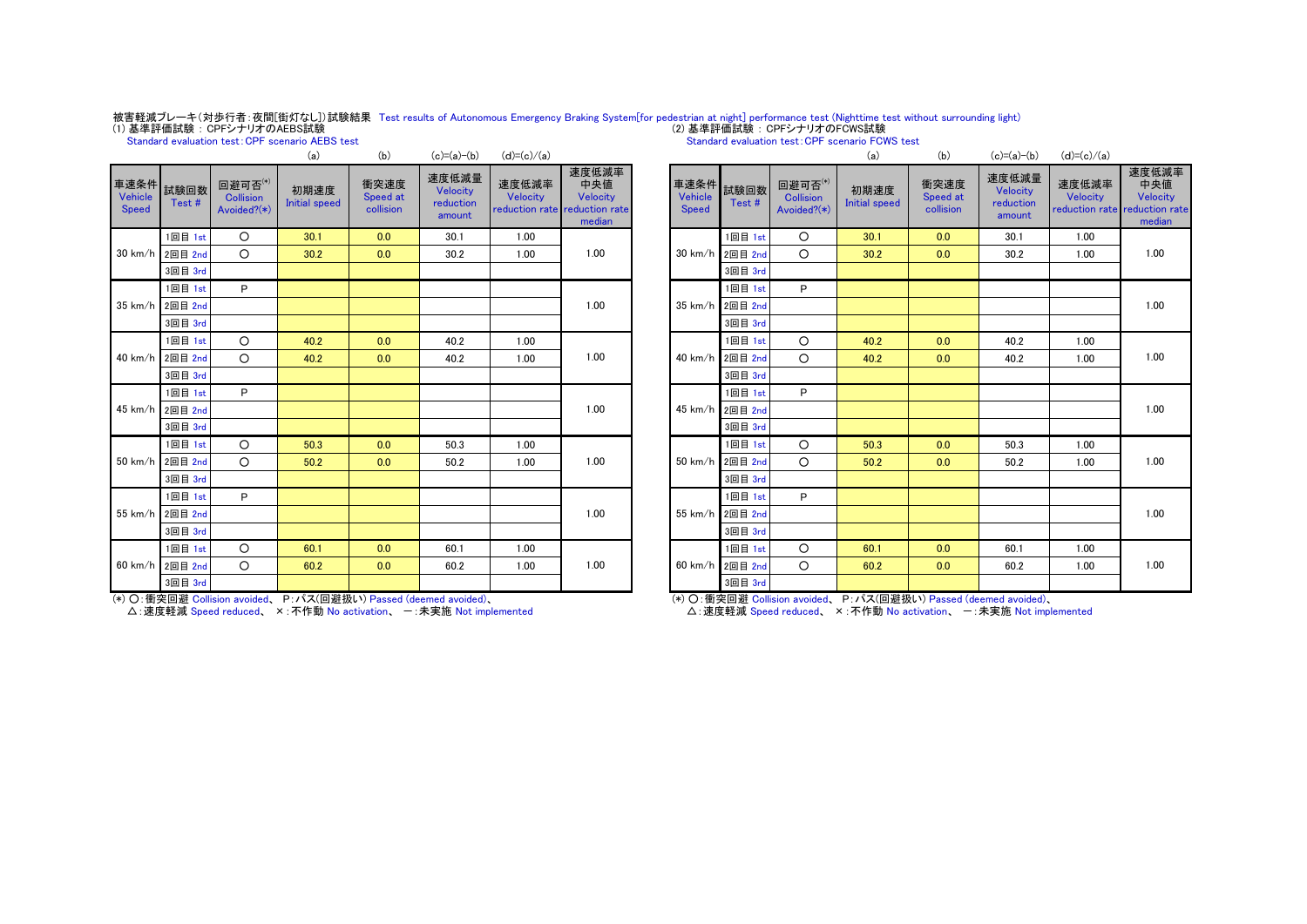被害軽減ブレーキ（対歩行者：夜間[街灯なし]）試験結果 Test results of Autonomous Emergency Braking System[for pedestrian at night] performance test (Nighttime test without surrounding light)

(1) 基準評価試験 ： CPFシナリオのAEBS試験
Standard evaluation test：CPF scenario AEBS test

| 車速条件 Vehicle Speed | 試験回数 Test # | 回避可否(*) Collision Avoided?(*) | 初期速度 Initial speed (a) | 衝突速度 Speed at collision (b) | 速度低減量 Velocity reduction amount (c)=(a)-(b) | 速度低減率 Velocity reduction rate (d)=(c)/(a) | 速度低減率中央値 Velocity reduction rate median |
|---|---|---|---|---|---|---|---|
| 30 km/h | 1回目 1st | ○ | 30.1 | 0.0 | 30.1 | 1.00 | 1.00 |
| | 2回目 2nd | ○ | 30.2 | 0.0 | 30.2 | 1.00 | |
| | 3回目 3rd | | | | | | |
| 35 km/h | 1回目 1st | P | | | | | 1.00 |
| | 2回目 2nd | | | | | | |
| | 3回目 3rd | | | | | | |
| 40 km/h | 1回目 1st | ○ | 40.2 | 0.0 | 40.2 | 1.00 | 1.00 |
| | 2回目 2nd | ○ | 40.2 | 0.0 | 40.2 | 1.00 | |
| | 3回目 3rd | | | | | | |
| 45 km/h | 1回目 1st | P | | | | | 1.00 |
| | 2回目 2nd | | | | | | |
| | 3回目 3rd | | | | | | |
| 50 km/h | 1回目 1st | ○ | 50.3 | 0.0 | 50.3 | 1.00 | 1.00 |
| | 2回目 2nd | ○ | 50.2 | 0.0 | 50.2 | 1.00 | |
| | 3回目 3rd | | | | | | |
| 55 km/h | 1回目 1st | P | | | | | 1.00 |
| | 2回目 2nd | | | | | | |
| | 3回目 3rd | | | | | | |
| 60 km/h | 1回目 1st | ○ | 60.1 | 0.0 | 60.1 | 1.00 | 1.00 |
| | 2回目 2nd | ○ | 60.2 | 0.0 | 60.2 | 1.00 | |
| | 3回目 3rd | | | | | | |

(*) ○：衝突回避 Collision avoided、 P：パス(回避扱い) Passed (deemed avoided)、
△：速度軽減 Speed reduced、 ×：不作動 No activation、 ー：未実施 Not implemented

(2) 基準評価試験 ： CPFシナリオのFCWS試験
Standard evaluation test：CPF scenario FCWS test

| 車速条件 Vehicle Speed | 試験回数 Test # | 回避可否(*) Collision Avoided?(*) | 初期速度 Initial speed (a) | 衝突速度 Speed at collision (b) | 速度低減量 Velocity reduction amount (c)=(a)-(b) | 速度低減率 Velocity reduction rate (d)=(c)/(a) | 速度低減率中央値 Velocity reduction rate median |
|---|---|---|---|---|---|---|---|
| 30 km/h | 1回目 1st | ○ | 30.1 | 0.0 | 30.1 | 1.00 | 1.00 |
| | 2回目 2nd | ○ | 30.2 | 0.0 | 30.2 | 1.00 | |
| | 3回目 3rd | | | | | | |
| 35 km/h | 1回目 1st | P | | | | | 1.00 |
| | 2回目 2nd | | | | | | |
| | 3回目 3rd | | | | | | |
| 40 km/h | 1回目 1st | ○ | 40.2 | 0.0 | 40.2 | 1.00 | 1.00 |
| | 2回目 2nd | ○ | 40.2 | 0.0 | 40.2 | 1.00 | |
| | 3回目 3rd | | | | | | |
| 45 km/h | 1回目 1st | P | | | | | 1.00 |
| | 2回目 2nd | | | | | | |
| | 3回目 3rd | | | | | | |
| 50 km/h | 1回目 1st | ○ | 50.3 | 0.0 | 50.3 | 1.00 | 1.00 |
| | 2回目 2nd | ○ | 50.2 | 0.0 | 50.2 | 1.00 | |
| | 3回目 3rd | | | | | | |
| 55 km/h | 1回目 1st | P | | | | | 1.00 |
| | 2回目 2nd | | | | | | |
| | 3回目 3rd | | | | | | |
| 60 km/h | 1回目 1st | ○ | 60.1 | 0.0 | 60.1 | 1.00 | 1.00 |
| | 2回目 2nd | ○ | 60.2 | 0.0 | 60.2 | 1.00 | |
| | 3回目 3rd | | | | | | |

(*) ○：衝突回避 Collision avoided、 P：パス(回避扱い) Passed (deemed avoided)、
△：速度軽減 Speed reduced、 ×：不作動 No activation、 ー：未実施 Not implemented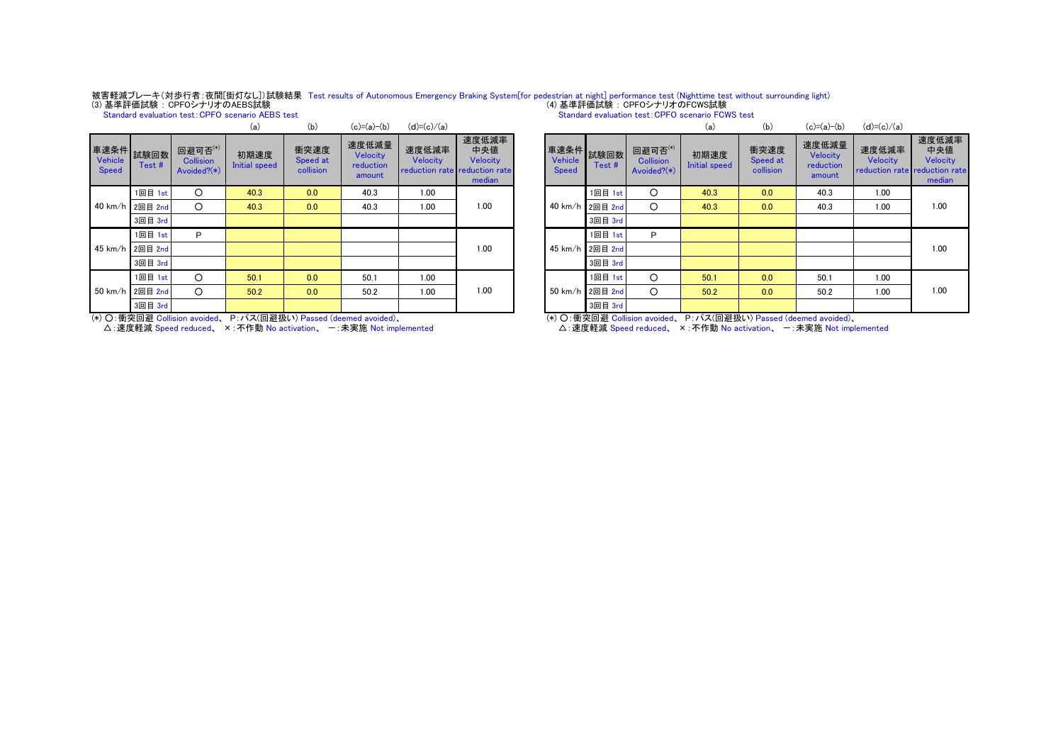被害軽減ブレーキ(対歩行者:夜間[街灯なし])試験結果 Test results of Autonomous Emergency Braking System[for pedestrian at night] performance test (Nighttime test without surrounding light)

(3) 基準評価試験 : CPFOシナリオのAEBS試験
Standard evaluation test:CPFO scenario AEBS test

| 車速条件 Vehicle Speed | 試験回数 Test # | 回避可否(*) Collision Avoided?(*) | 初期速度 Initial speed (a) | 衝突速度 Speed at collision (b) | 速度低減量 Velocity reduction amount (c)=(a)-(b) | 速度低減率 Velocity reduction rate (d)=(c)/(a) | 速度低減率中央値 Velocity reduction rate median |
|---|---|---|---|---|---|---|---|
| 40 km/h | 1回目 1st | ○ | 40.3 | 0.0 | 40.3 | 1.00 | 1.00 |
| | 2回目 2nd | ○ | 40.3 | 0.0 | 40.3 | 1.00 | |
| | 3回目 3rd | | | | | | |
| 45 km/h | 1回目 1st | P | | | | | 1.00 |
| | 2回目 2nd | | | | | | |
| | 3回目 3rd | | | | | | |
| 50 km/h | 1回目 1st | ○ | 50.1 | 0.0 | 50.1 | 1.00 | 1.00 |
| | 2回目 2nd | ○ | 50.2 | 0.0 | 50.2 | 1.00 | |
| | 3回目 3rd | | | | | | |

(*) ○:衝突回避 Collision avoided、 P:パス(回避扱い) Passed (deemed avoided)、
△:速度軽減 Speed reduced、 ×:不作動 No activation、 ー:未実施 Not implemented

(4) 基準評価試験 : CPFOシナリオのFCWS試験
Standard evaluation test:CPFO scenario FCWS test

| 車速条件 Vehicle Speed | 試験回数 Test # | 回避可否(*) Collision Avoided?(*) | 初期速度 Initial speed (a) | 衝突速度 Speed at collision (b) | 速度低減量 Velocity reduction amount (c)=(a)-(b) | 速度低減率 Velocity reduction rate (d)=(c)/(a) | 速度低減率中央値 Velocity reduction rate median |
|---|---|---|---|---|---|---|---|
| 40 km/h | 1回目 1st | ○ | 40.3 | 0.0 | 40.3 | 1.00 | 1.00 |
| | 2回目 2nd | ○ | 40.3 | 0.0 | 40.3 | 1.00 | |
| | 3回目 3rd | | | | | | |
| 45 km/h | 1回目 1st | P | | | | | 1.00 |
| | 2回目 2nd | | | | | | |
| | 3回目 3rd | | | | | | |
| 50 km/h | 1回目 1st | ○ | 50.1 | 0.0 | 50.1 | 1.00 | 1.00 |
| | 2回目 2nd | ○ | 50.2 | 0.0 | 50.2 | 1.00 | |
| | 3回目 3rd | | | | | | |

(*) ○:衝突回避 Collision avoided、 P:パス(回避扱い) Passed (deemed avoided)、
△:速度軽減 Speed reduced、 ×:不作動 No activation、 ー:未実施 Not implemented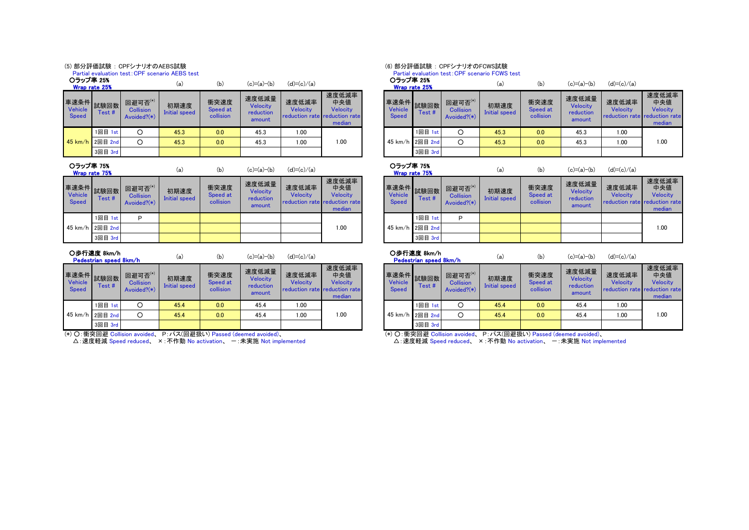(5) 部分評価試験 ： CPFシナリオのAEBS試験

Partial evaluation test：CPF scenario AEBS test

**〇ラップ率 25%**
**Wrap rate 25%**

| 車速条件 Vehicle Speed | 試験回数 Test # | 回避可否(*) Collision Avoided?(*) | (a) 初期速度 Initial speed | (b) 衝突速度 Speed at collision | (c)=(a)-(b) 速度低減量 Velocity reduction amount | (d)=(c)/(a) 速度低減率 Velocity reduction rate | 速度低減率中央値 Velocity reduction rate median |
|---|---|---|---|---|---|---|---|
| 45 km/h | 1回目 1st | 〇 | 45.3 | 0.0 | 45.3 | 1.00 | 1.00 |
| | 2回目 2nd | 〇 | 45.3 | 0.0 | 45.3 | 1.00 | |
| | 3回目 3rd | | | | | | |

**〇ラップ率 75%**
**Wrap rate 75%**

| 車速条件 Vehicle Speed | 試験回数 Test # | 回避可否(*) Collision Avoided?(*) | (a) 初期速度 Initial speed | (b) 衝突速度 Speed at collision | (c)=(a)-(b) 速度低減量 Velocity reduction amount | (d)=(c)/(a) 速度低減率 Velocity reduction rate | 速度低減率中央値 Velocity reduction rate median |
|---|---|---|---|---|---|---|---|
| 45 km/h | 1回目 1st | P | | | | | 1.00 |
| | 2回目 2nd | | | | | | |
| | 3回目 3rd | | | | | | |

**〇歩行速度 8km/h**
**Pedestrian speed 8km/h**

| 車速条件 Vehicle Speed | 試験回数 Test # | 回避可否(*) Collision Avoided?(*) | (a) 初期速度 Initial speed | (b) 衝突速度 Speed at collision | (c)=(a)-(b) 速度低減量 Velocity reduction amount | (d)=(c)/(a) 速度低減率 Velocity reduction rate | 速度低減率中央値 Velocity reduction rate median |
|---|---|---|---|---|---|---|---|
| 45 km/h | 1回目 1st | 〇 | 45.4 | 0.0 | 45.4 | 1.00 | 1.00 |
| | 2回目 2nd | 〇 | 45.4 | 0.0 | 45.4 | 1.00 | |
| | 3回目 3rd | | | | | | |

(*) 〇：衝突回避 Collision avoided、 P：パス(回避扱い) Passed (deemed avoided)、
△：速度軽減 Speed reduced、 ×：不作動 No activation、 ー：未実施 Not implemented

(6) 部分評価試験 ： CPFシナリオのFCWS試験

Partial evaluation test：CPF scenario FCWS test

**〇ラップ率 25%**
**Wrap rate 25%**

| 車速条件 Vehicle Speed | 試験回数 Test # | 回避可否(*) Collision Avoided?(*) | (a) 初期速度 Initial speed | (b) 衝突速度 Speed at collision | (c)=(a)-(b) 速度低減量 Velocity reduction amount | (d)=(c)/(a) 速度低減率 Velocity reduction rate | 速度低減率中央値 Velocity reduction rate median |
|---|---|---|---|---|---|---|---|
| 45 km/h | 1回目 1st | 〇 | 45.3 | 0.0 | 45.3 | 1.00 | 1.00 |
| | 2回目 2nd | 〇 | 45.3 | 0.0 | 45.3 | 1.00 | |
| | 3回目 3rd | | | | | | |

**〇ラップ率 75%**
**Wrap rate 75%**

| 車速条件 Vehicle Speed | 試験回数 Test # | 回避可否(*) Collision Avoided?(*) | (a) 初期速度 Initial speed | (b) 衝突速度 Speed at collision | (c)=(a)-(b) 速度低減量 Velocity reduction amount | (d)=(c)/(a) 速度低減率 Velocity reduction rate | 速度低減率中央値 Velocity reduction rate median |
|---|---|---|---|---|---|---|---|
| 45 km/h | 1回目 1st | P | | | | | 1.00 |
| | 2回目 2nd | | | | | | |
| | 3回目 3rd | | | | | | |

**〇歩行速度 8km/h**
**Pedestrian speed 8km/h**

| 車速条件 Vehicle Speed | 試験回数 Test # | 回避可否(*) Collision Avoided?(*) | (a) 初期速度 Initial speed | (b) 衝突速度 Speed at collision | (c)=(a)-(b) 速度低減量 Velocity reduction amount | (d)=(c)/(a) 速度低減率 Velocity reduction rate | 速度低減率中央値 Velocity reduction rate median |
|---|---|---|---|---|---|---|---|
| 45 km/h | 1回目 1st | 〇 | 45.4 | 0.0 | 45.4 | 1.00 | 1.00 |
| | 2回目 2nd | 〇 | 45.4 | 0.0 | 45.4 | 1.00 | |
| | 3回目 3rd | | | | | | |

(*) 〇：衝突回避 Collision avoided、 P：パス(回避扱い) Passed (deemed avoided)、
△：速度軽減 Speed reduced、 ×：不作動 No activation、 ー：未実施 Not implemented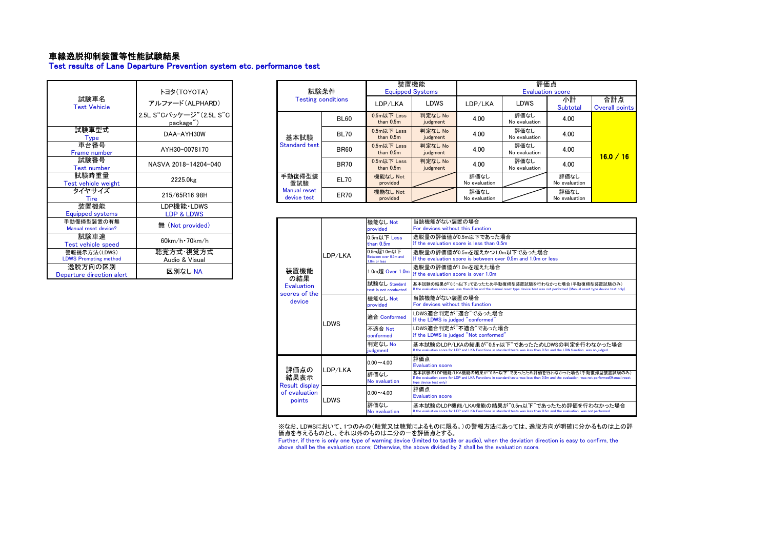# 車線逸脱抑制装置等性能試験結果
## Test results of Lane Departure Prevention system etc. performance test

| | |
|---|---|
| 試験車名 Test Vehicle | トヨタ(TOYOTA) アルファード(ALPHARD) 2.5L S"Cパッケージ"(2.5L S"C package") |
| 試験車型式 Type | DAA-AYH30W |
| 車台番号 Frame number | AYH30-0078170 |
| 試験番号 Test number | NASVA 2018-14204-040 |
| 試験時重量 Test vehicle weight | 2225.0kg |
| タイヤサイズ Tire | 215/65R16 98H |
| 装置機能 Equipped systems | LDP機能・LDWS LDP & LDWS |
| 手動復帰型装置の有無 Manual reset device? | 無 (Not provided) |
| 試験車速 Test vehicle speed | 60km/h・70km/h |
| 警報提示方法(LDWS) LDWS Prompting method | 聴覚方式・視覚方式 Audio & Visual |
| 逸脱方向の区別 Departure direction alert | 区別なし NA |

| 試験条件 Testing conditions | | 装置機能 Equipped Systems | | 評価点 Evaluation score | | | |
|---|---|---|---|---|---|---|---|
| | | LDP/LKA | LDWS | LDP/LKA | LDWS | 小計 Subtotal | 合計点 Overall points |
| 基本試験 Standard test | BL60 | 0.5m以下 Less than 0.5m | 判定なし No judgment | 4.00 | 評価なし No evaluation | 4.00 | 16.0 / 16 |
| | BL70 | 0.5m以下 Less than 0.5m | 判定なし No judgment | 4.00 | 評価なし No evaluation | 4.00 | |
| | BR60 | 0.5m以下 Less than 0.5m | 判定なし No judgment | 4.00 | 評価なし No evaluation | 4.00 | |
| | BR70 | 0.5m以下 Less than 0.5m | 判定なし No judgment | 4.00 | 評価なし No evaluation | 4.00 | |
| 手動復帰型装置試験 Manual reset device test | EL70 | 機能なし Not provided | | 評価なし No evaluation | | 評価なし No evaluation | |
| | ER70 | 機能なし Not provided | | 評価なし No evaluation | | 評価なし No evaluation | |

| | | | |
|---|---|---|---|
| 装置機能の結果 Evaluation scores of the device | LDP/LKA | 機能なし Not provided | 当該機能がない装置の場合 For devices without this function |
| | | 0.5m以下 Less than 0.5m | 逸脱量の評価値が0.5m以下であった場合 If the evaluation score is less than 0.5m |
| | | 0.5m超1.0m以下 Between over 0.5m and 1.0m or less | 逸脱量の評価値が0.5mを超えかつ1.0m以下であった場合 If the evaluation score is between over 0.5m and 1.0m or less |
| | | 1.0m超 Over 1.0m | 逸脱量の評価値が1.0mを超えた場合 If the evaluation score is over 1.0m |
| | | 試験なし Standard test is not conducted | 基本試験の結果が「0.5m以下」であったため手動復帰型装置試験を行わなかった場合(手動復帰型装置試験のみ) If the evaluation score was less than 0.5m and the manual reset type device test was not performed (Manual reset type device test only) |
| | LDWS | 機能なし Not provided | 当該機能がない装置の場合 For devices without this function |
| | | 適合 Conformed | LDWS適合判定が"適合"であった場合 If the LDWS is judged "conformed" |
| | | 不適合 Not conformed | LDWS適合判定が"不適合"であった場合 If the LDWS is judged "Not conformed" |
| | | 判定なし No judgment | 基本試験のLDP/LKAの結果が"0.5m以下"であったためLDWSの判定を行わなかった場合 If the evaluation score for LDP and LKA Functions in standard tests was less than 0.5m and the LDW function was no judged. |
| 評価点の結果表示 Result display of evaluation points | LDP/LKA | 0.00～4.00 | 評価点 Evaluation score |
| | | 評価なし No evaluation | 基本試験のLDP機能/LKA機能の結果が"0.5m以下"であったため評価を行わなかった場合(手動復帰型装置試験のみ) If the evaluation score for LDP and LKA Functions in standard tests was less than 0.5m and the evaluation was not performed(Manual reset type device test only) |
| | LDWS | 0.00～4.00 | 評価点 Evaluation score |
| | | 評価なし No evaluation | 基本試験のLDP機能/LKA機能の結果が"0.5m以下"であったため評価を行わなかった場合 If the evaluation score for LDP and LKA Functions in standard tests was less than 0.5m and the evaluation was not performed |

※なお、LDWSにおいて、1つのみの(触覚又は聴覚によるものに限る。)の警報方法にあっては、逸脱方向が明確に分かるものは上の評価点を与えるものとし、それ以外のものは二分の一を評価点とする。
Further, if there is only one type of warning device (limited to tactile or audio), when the deviation direction is easy to confirm, the above shall be the evaluation score; Otherwise, the above divided by 2 shall be the evaluation score.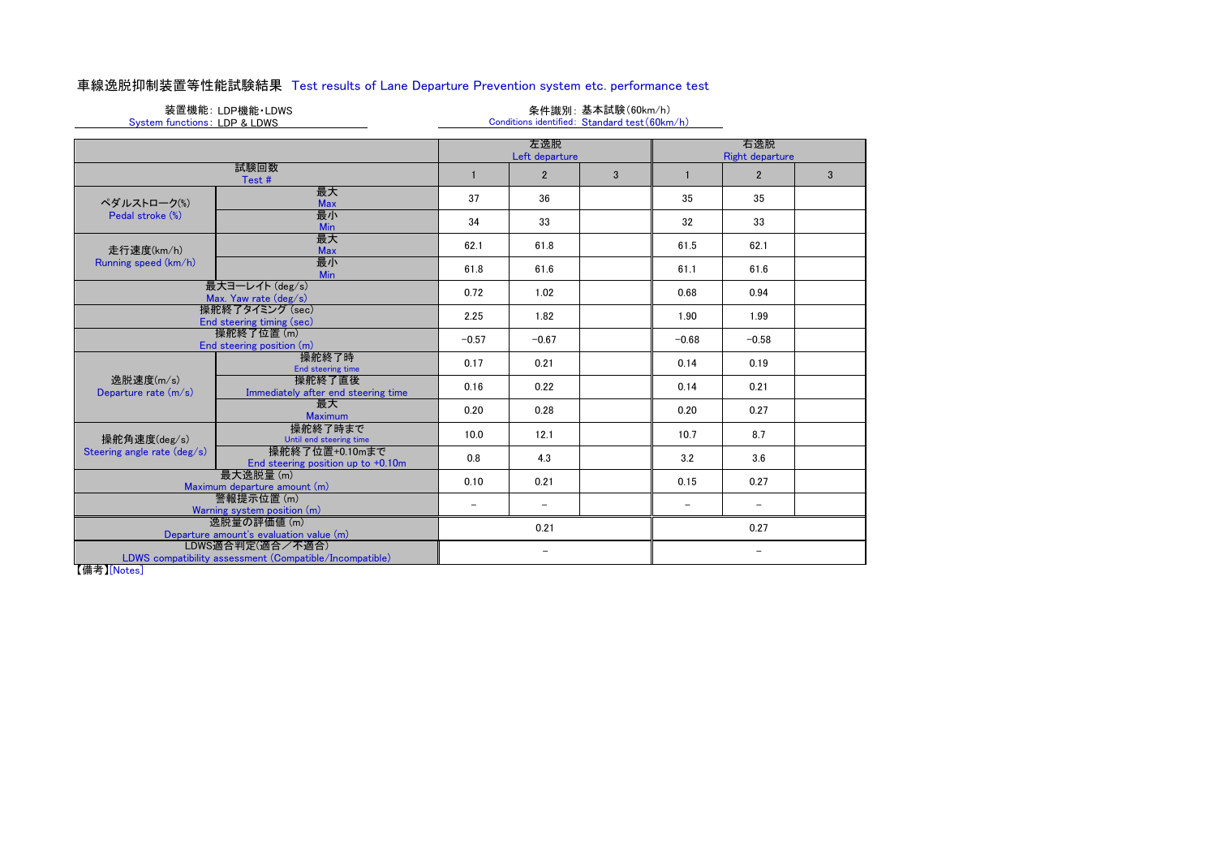# 車線逸脱抑制装置等性能試験結果 Test results of Lane Departure Prevention system etc. performance test

装置機能：LDP機能・LDWS
System functions：LDP & LDWS

条件識別：基本試験(60km/h)
Conditions identified：Standard test(60km/h)

| | | 左逸脱 Left departure | | | 右逸脱 Right departure | | |
|---|---|---|---|---|---|---|---|
| 試験回数 Test # | | 1 | 2 | 3 | 1 | 2 | 3 |
| ペダルストローク(%) Pedal stroke (%) | 最大 Max | 37 | 36 | | 35 | 35 | |
| | 最小 Min | 34 | 33 | | 32 | 33 | |
| 走行速度(km/h) Running speed (km/h) | 最大 Max | 62.1 | 61.8 | | 61.5 | 62.1 | |
| | 最小 Min | 61.8 | 61.6 | | 61.1 | 61.6 | |
| 最大ヨーレイト (deg/s) Max. Yaw rate (deg/s) | | 0.72 | 1.02 | | 0.68 | 0.94 | |
| 操舵終了タイミング (sec) End steering timing (sec) | | 2.25 | 1.82 | | 1.90 | 1.99 | |
| 操舵終了位置 (m) End steering position (m) | | −0.57 | −0.67 | | −0.68 | −0.58 | |
| 逸脱速度(m/s) Departure rate (m/s) | 操舵終了時 End steering time | 0.17 | 0.21 | | 0.14 | 0.19 | |
| | 操舵終了直後 Immediately after end steering time | 0.16 | 0.22 | | 0.14 | 0.21 | |
| | 最大 Maximum | 0.20 | 0.28 | | 0.20 | 0.27 | |
| 操舵角速度(deg/s) Steering angle rate (deg/s) | 操舵終了時まで Until end steering time | 10.0 | 12.1 | | 10.7 | 8.7 | |
| | 操舵終了位置+0.10mまで End steering position up to +0.10m | 0.8 | 4.3 | | 3.2 | 3.6 | |
| 最大逸脱量 (m) Maximum departure amount (m) | | 0.10 | 0.21 | | 0.15 | 0.27 | |
| 警報提示位置 (m) Warning system position (m) | | − | − | | − | − | |
| 逸脱量の評価値 (m) Departure amount's evaluation value (m) | | 0.21 | | | 0.27 | | |
| LDWS適合判定(適合／不適合) LDWS compatibility assessment (Compatible/Incompatible) | | − | | | − | | |

【備考】[Notes]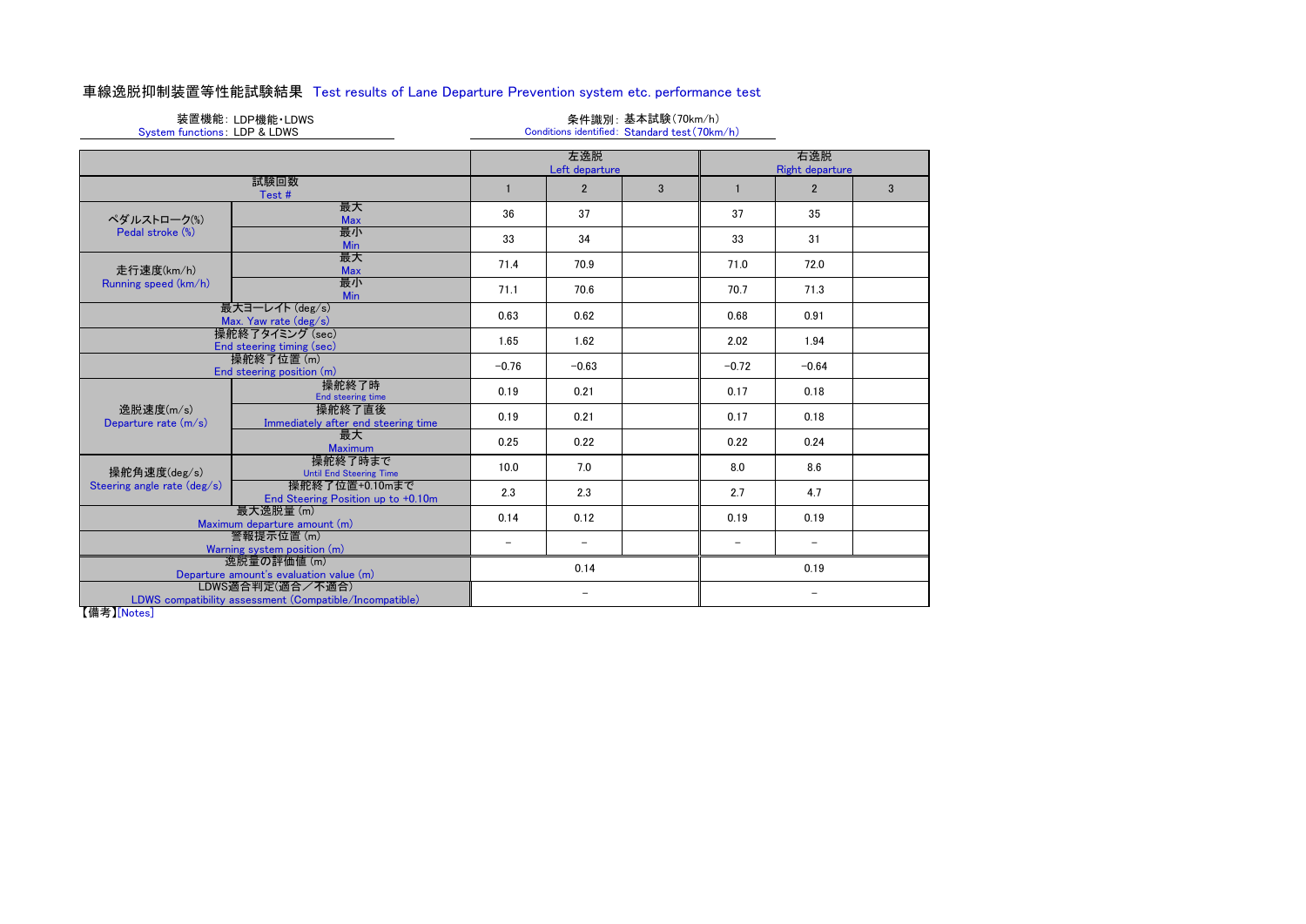# 車線逸脱抑制装置等性能試験結果 Test results of Lane Departure Prevention system etc. performance test

装置機能: LDP機能・LDWS
System functions: LDP & LDWS

条件識別: 基本試験(70km/h)
Conditions identified: Standard test(70km/h)

| | | 左逸脱 Left departure | | | 右逸脱 Right departure | | |
|---|---|---|---|---|---|---|---|
| 試験回数 Test # | | 1 | 2 | 3 | 1 | 2 | 3 |
| ペダルストローク(%) Pedal stroke (%) | 最大 Max | 36 | 37 | | 37 | 35 | |
| | 最小 Min | 33 | 34 | | 33 | 31 | |
| 走行速度(km/h) Running speed (km/h) | 最大 Max | 71.4 | 70.9 | | 71.0 | 72.0 | |
| | 最小 Min | 71.1 | 70.6 | | 70.7 | 71.3 | |
| 最大ヨーレイト (deg/s) Max. Yaw rate (deg/s) | | 0.63 | 0.62 | | 0.68 | 0.91 | |
| 操舵終了タイミング (sec) End steering timing (sec) | | 1.65 | 1.62 | | 2.02 | 1.94 | |
| 操舵終了位置 (m) End steering position (m) | | −0.76 | −0.63 | | −0.72 | −0.64 | |
| 逸脱速度(m/s) Departure rate (m/s) | 操舵終了時 End steering time | 0.19 | 0.21 | | 0.17 | 0.18 | |
| | 操舵終了直後 Immediately after end steering time | 0.19 | 0.21 | | 0.17 | 0.18 | |
| | 最大 Maximum | 0.25 | 0.22 | | 0.22 | 0.24 | |
| 操舵角速度(deg/s) Steering angle rate (deg/s) | 操舵終了時まで Until End Steering Time | 10.0 | 7.0 | | 8.0 | 8.6 | |
| | 操舵終了位置+0.10mまで End Steering Position up to +0.10m | 2.3 | 2.3 | | 2.7 | 4.7 | |
| 最大逸脱量 (m) Maximum departure amount (m) | | 0.14 | 0.12 | | 0.19 | 0.19 | |
| 警報提示位置 (m) Warning system position (m) | | − | − | | − | − | |
| 逸脱量の評価値 (m) Departure amount's evaluation value (m) | | 0.14 | | | 0.19 | | |
| LDWS適合判定(適合／不適合) LDWS compatibility assessment (Compatible/Incompatible) | | − | | | − | | |

【備考】[Notes]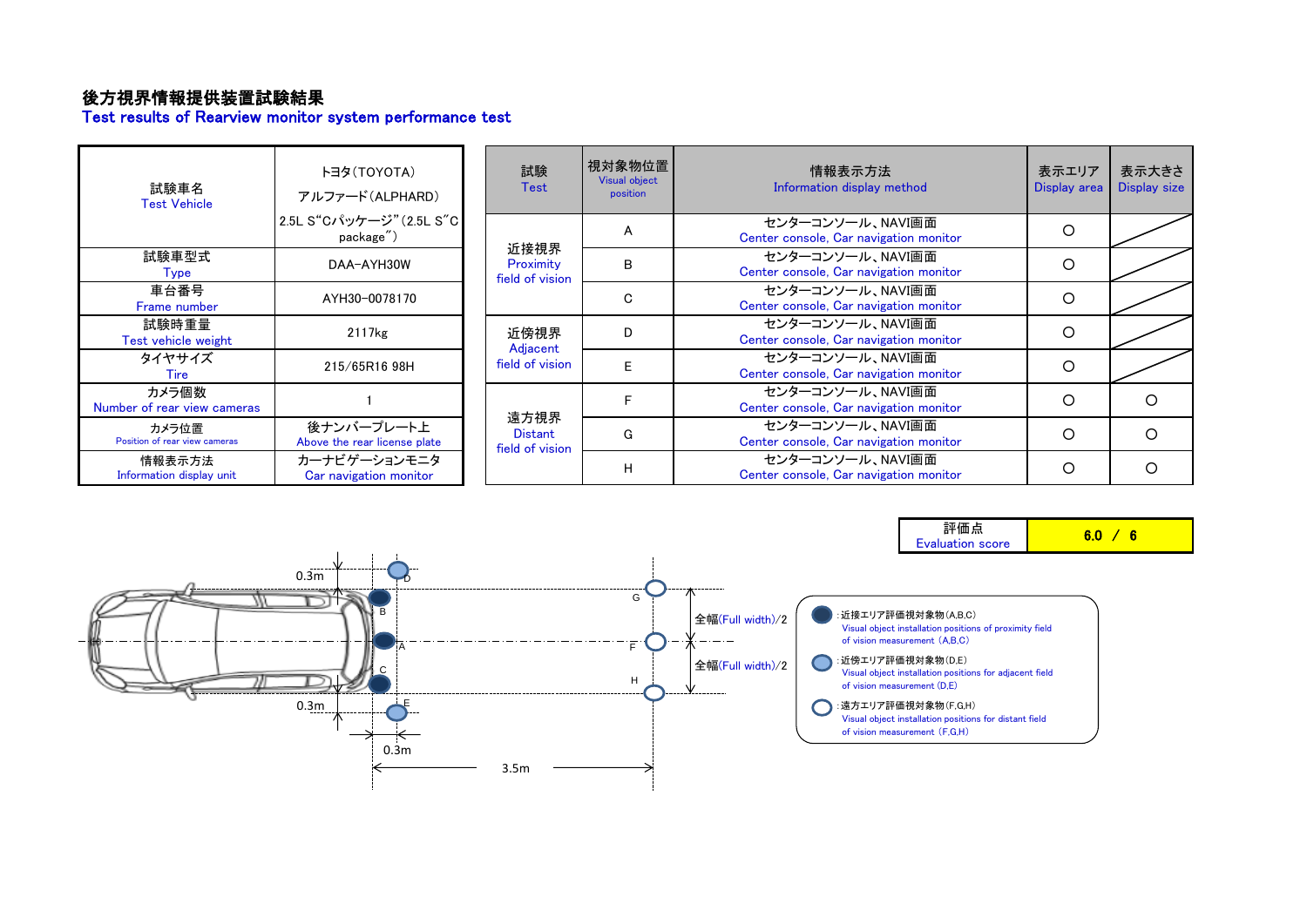# 後方視界情報提供装置試験結果
## Test results of Rearview monitor system performance test

| | |
|---|---|
| 試験車名 Test Vehicle | トヨタ(TOYOTA) アルファード(ALPHARD) 2.5L S“Cパッケージ”(2.5L S”C package”) |
| 試験車型式 Type | DAA-AYH30W |
| 車台番号 Frame number | AYH30-0078170 |
| 試験時重量 Test vehicle weight | 2117kg |
| タイヤサイズ Tire | 215/65R16 98H |
| カメラ個数 Number of rear view cameras | 1 |
| カメラ位置 Position of rear view cameras | 後ナンバープレート上 Above the rear license plate |
| 情報表示方法 Information display unit | カーナビゲーションモニタ Car navigation monitor |

| 試験 Test | 視対象物位置 Visual object position | 情報表示方法 Information display method | 表示エリア Display area | 表示大きさ Display size |
|---|---|---|---|---|
| 近接視界 Proximity field of vision | A | センターコンソール、NAVI画面 Center console, Car navigation monitor | ○ | ／ |
| | B | センターコンソール、NAVI画面 Center console, Car navigation monitor | ○ | ／ |
| | C | センターコンソール、NAVI画面 Center console, Car navigation monitor | ○ | ／ |
| 近傍視界 Adjacent field of vision | D | センターコンソール、NAVI画面 Center console, Car navigation monitor | ○ | ／ |
| | E | センターコンソール、NAVI画面 Center console, Car navigation monitor | ○ | ／ |
| 遠方視界 Distant field of vision | F | センターコンソール、NAVI画面 Center console, Car navigation monitor | ○ | ○ |
| | G | センターコンソール、NAVI画面 Center console, Car navigation monitor | ○ | ○ |
| | H | センターコンソール、NAVI画面 Center console, Car navigation monitor | ○ | ○ |

| 評価点 Evaluation score | 6.0 / 6 |
|---|---|

0.3m
D
B
A
C
E
0.3m
0.3m
3.5m
G
F
H
全幅(Full width)/2
全幅(Full width)/2

:近接エリア評価視対象物(A,B,C) Visual object installation positions of proximity field of vision measurement (A,B,C)

:近傍エリア評価視対象物(D,E) Visual object installation positions for adjacent field of vision measurement (D,E)

:遠方エリア評価視対象物(F,G,H) Visual object installation positions for distant field of vision measurement (F,G,H)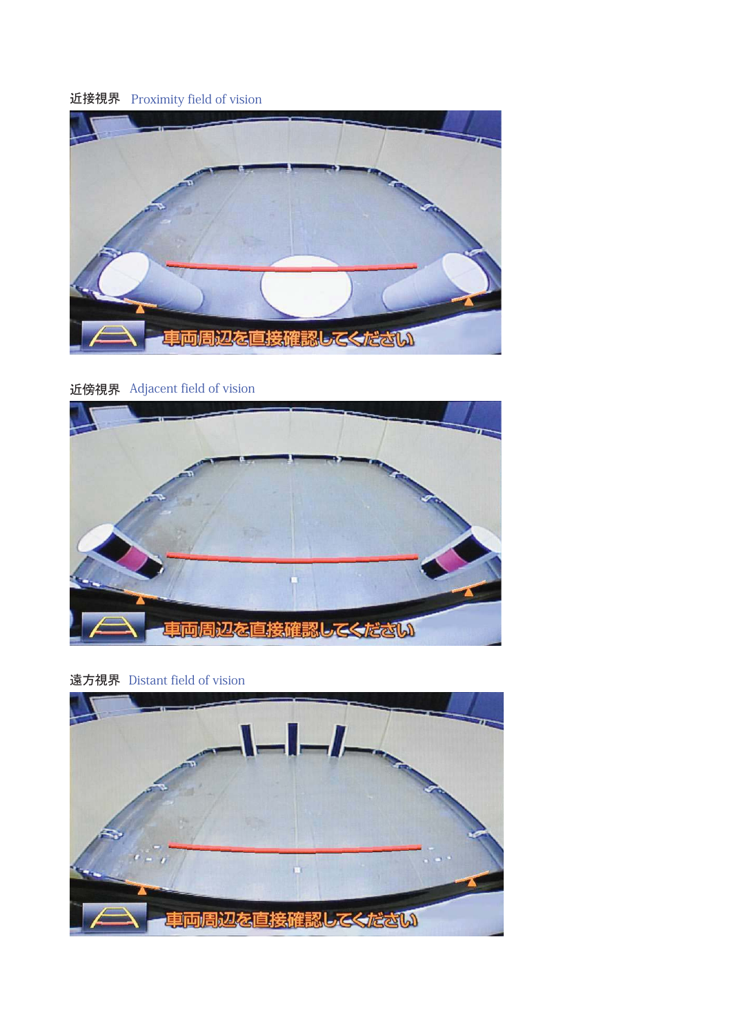近接視界　Proximity field of vision

車両周辺を直接確認してください

近傍視界　Adjacent field of vision

車両周辺を直接確認してください

遠方視界　Distant field of vision

車両周辺を直接確認してください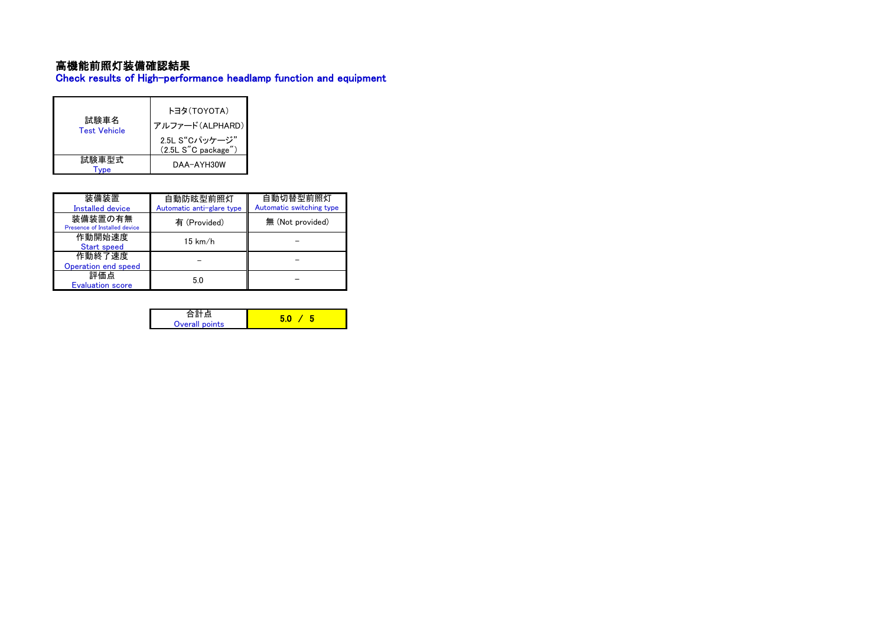# 高機能前照灯装備確認結果
## Check results of High-performance headlamp function and equipment

| | |
|---|---|
| 試験車名 Test Vehicle | トヨタ（TOYOTA） アルファード（ALPHARD） 2.5L S“Cパッケージ” （2.5L S”C package”） |
| 試験車型式 Type | DAA-AYH30W |

| 装備装置 Installed device | 自動防眩型前照灯 Automatic anti-glare type | 自動切替型前照灯 Automatic switching type |
|---|---|---|
| 装備装置の有無 Presence of Installed device | 有 (Provided) | 無 (Not provided) |
| 作動開始速度 Start speed | 15 km/h | － |
| 作動終了速度 Operation end speed | － | － |
| 評価点 Evaluation score | 5.0 | － |

| | |
|---|---|
| 合計点 Overall points | **5.0 / 5** |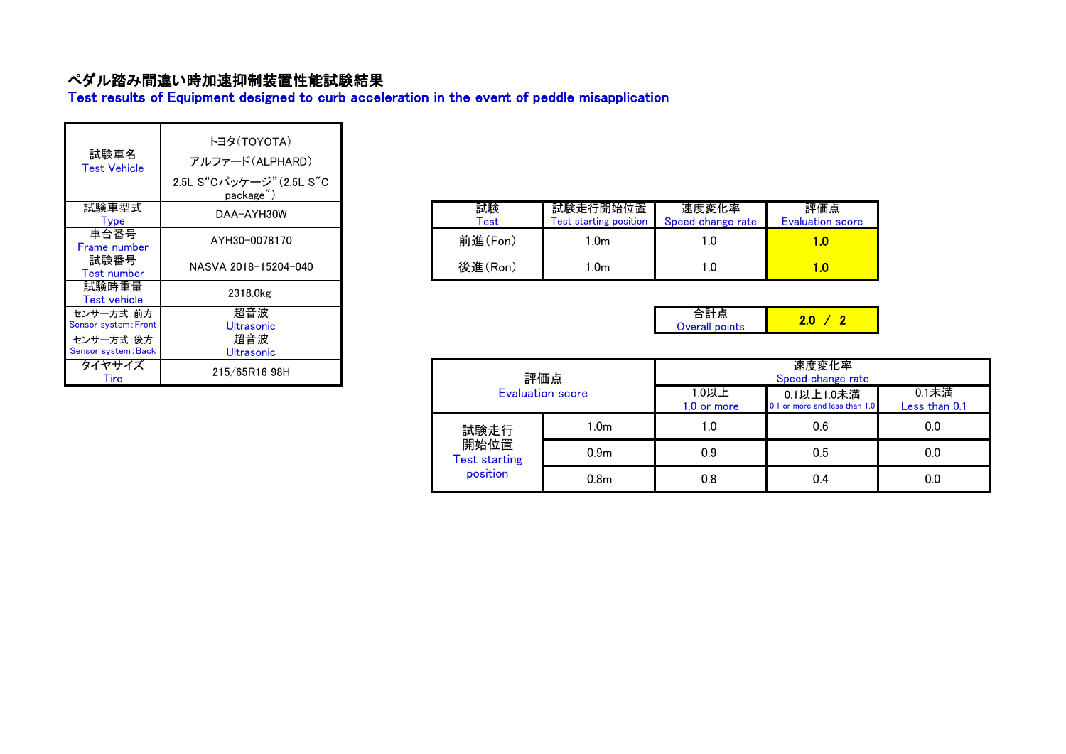# ペダル踏み間違い時加速抑制装置性能試験結果

## Test results of Equipment designed to curb acceleration in the event of peddle misapplication

| | |
|---|---|
| 試験車名 Test Vehicle | トヨタ(TOYOTA) アルファード(ALPHARD) 2.5L S"Cパッケージ"(2.5L S"C package") |
| 試験車型式 Type | DAA-AYH30W |
| 車台番号 Frame number | AYH30-0078170 |
| 試験番号 Test number | NASVA 2018-15204-040 |
| 試験時重量 Test vehicle | 2318.0kg |
| センサー方式:前方 Sensor system:Front | 超音波 Ultrasonic |
| センサー方式:後方 Sensor system:Back | 超音波 Ultrasonic |
| タイヤサイズ Tire | 215/65R16 98H |

| 試験 Test | 試験走行開始位置 Test starting position | 速度変化率 Speed change rate | 評価点 Evaluation score |
|---|---|---|---|
| 前進(Fon) | 1.0m | 1.0 | **1.0** |
| 後進(Ron) | 1.0m | 1.0 | **1.0** |

| 合計点 Overall points | **2.0 / 2** |
|---|---|

| 評価点 Evaluation score | | 速度変化率 Speed change rate | | |
|---|---|---|---|---|
| | | 1.0以上 1.0 or more | 0.1以上1.0未満 0.1 or more and less than 1.0 | 0.1未満 Less than 0.1 |
| 試験走行開始位置 Test starting position | 1.0m | 1.0 | 0.6 | 0.0 |
| | 0.9m | 0.9 | 0.5 | 0.0 |
| | 0.8m | 0.8 | 0.4 | 0.0 |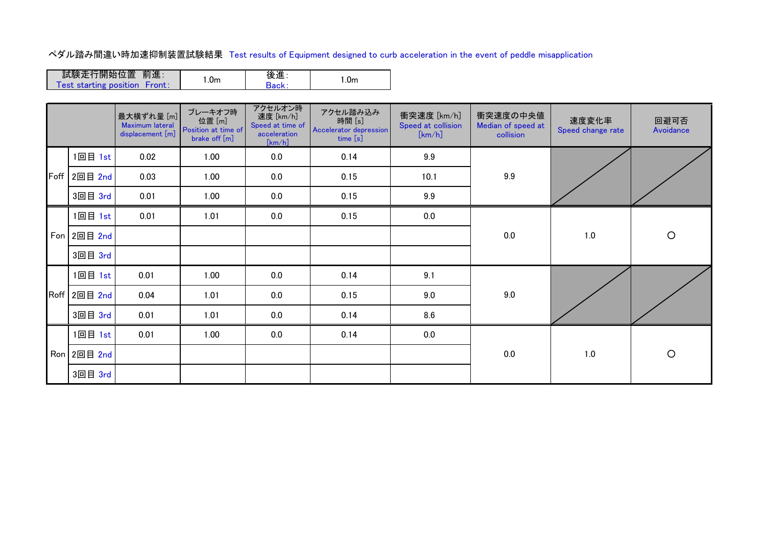ペダル踏み間違い時加速抑制装置試験結果 Test results of Equipment designed to curb acceleration in the event of peddle misapplication

| 試験走行開始位置 前進: Test starting position Front: | 1.0m | 後進: Back: | 1.0m |
| --- | --- | --- | --- |

| | | 最大横ずれ量 [m] Maximum lateral displacement [m] | ブレーキオフ時位置 [m] Position at time of brake off [m] | アクセルオン時速度 [km/h] Speed at time of acceleration [km/h] | アクセル踏み込み時間 [s] Accelerator depression time [s] | 衝突速度 [km/h] Speed at collision [km/h] | 衝突速度の中央値 Median of speed at collision | 速度変化率 Speed change rate | 回避可否 Avoidance |
| --- | --- | --- | --- | --- | --- | --- | --- | --- | --- |
| Foff | 1回目 1st | 0.02 | 1.00 | 0.0 | 0.14 | 9.9 | 9.9 | | |
| | 2回目 2nd | 0.03 | 1.00 | 0.0 | 0.15 | 10.1 | | | |
| | 3回目 3rd | 0.01 | 1.00 | 0.0 | 0.15 | 9.9 | | | |
| Fon | 1回目 1st | 0.01 | 1.01 | 0.0 | 0.15 | 0.0 | 0.0 | 1.0 | ○ |
| | 2回目 2nd | | | | | | | | |
| | 3回目 3rd | | | | | | | | |
| Roff | 1回目 1st | 0.01 | 1.00 | 0.0 | 0.14 | 9.1 | 9.0 | | |
| | 2回目 2nd | 0.04 | 1.01 | 0.0 | 0.15 | 9.0 | | | |
| | 3回目 3rd | 0.01 | 1.01 | 0.0 | 0.14 | 8.6 | | | |
| Ron | 1回目 1st | 0.01 | 1.00 | 0.0 | 0.14 | 0.0 | 0.0 | 1.0 | ○ |
| | 2回目 2nd | | | | | | | | |
| | 3回目 3rd | | | | | | | | |